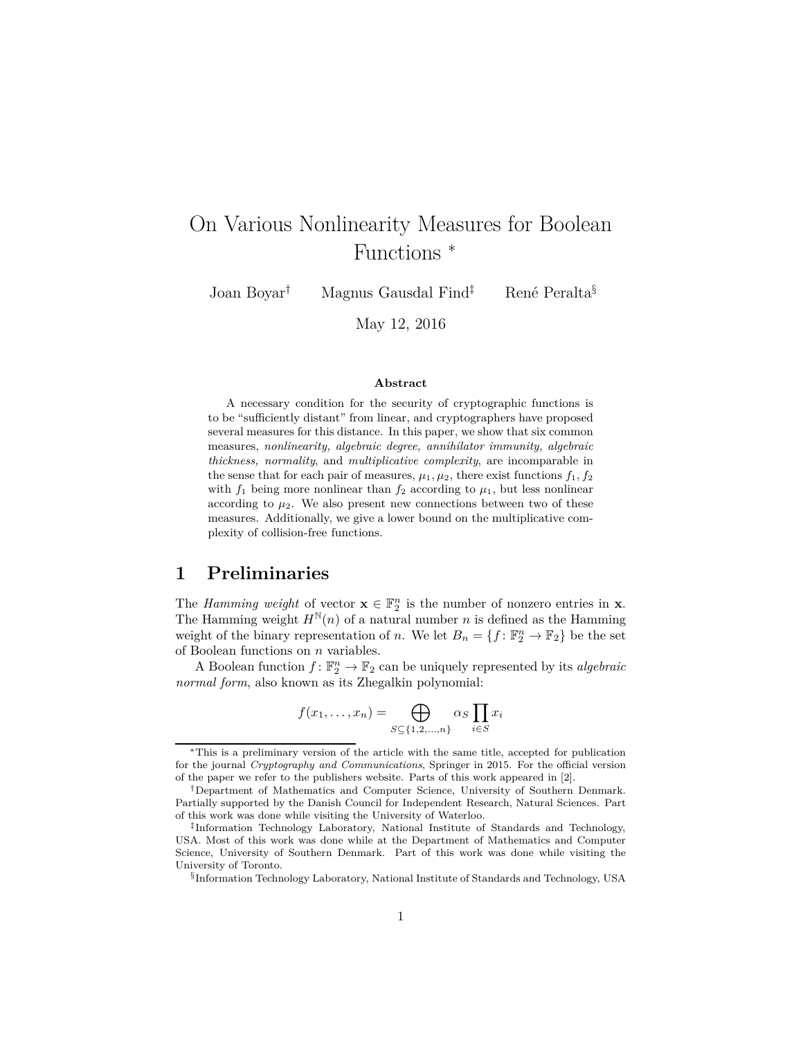# On Various Nonlinearity Measures for Boolean Functions *

Joan Boyar[†] Magnus Gausdal Find[‡] René Peralta[§]

May 12, 2016

### Abstract

A necessary condition for the security of cryptographic functions is to be "sufficiently distant" from linear, and cryptographers have proposed several measures for this distance. In this paper, we show that six common measures, *nonlinearity, algebraic degree, annihilator immunity, algebraic thickness, normality*, and *multiplicative complexity*, are incomparable in the sense that for each pair of measures, $\mu_1, \mu_2$, there exist functions $f_1, f_2$ with $f_1$ being more nonlinear than $f_2$ according to $\mu_1$, but less nonlinear according to $\mu_2$. We also present new connections between two of these measures. Additionally, we give a lower bound on the multiplicative complexity of collision-free functions.

## 1 Preliminaries

The *Hamming weight* of vector $\mathbf{x} \in \mathbb{F}_2^n$ is the number of nonzero entries in $\mathbf{x}$. The Hamming weight $H^{\mathbb{N}}(n)$ of a natural number $n$ is defined as the Hamming weight of the binary representation of $n$. We let $B_n = \{f \colon \mathbb{F}_2^n \to \mathbb{F}_2\}$ be the set of Boolean functions on $n$ variables.

A Boolean function $f \colon \mathbb{F}_2^n \to \mathbb{F}_2$ can be uniquely represented by its *algebraic normal form*, also known as its Zhegalkin polynomial:

$$f(x_1, \ldots, x_n) = \bigoplus_{S \subseteq \{1,2,\ldots,n\}} \alpha_S \prod_{i \in S} x_i$$

---

*This is a preliminary version of the article with the same title, accepted for publication for the journal *Cryptography and Communications*, Springer in 2015. For the official version of the paper we refer to the publishers website. Parts of this work appeared in [2].

†Department of Mathematics and Computer Science, University of Southern Denmark. Partially supported by the Danish Council for Independent Research, Natural Sciences. Part of this work was done while visiting the University of Waterloo.

‡Information Technology Laboratory, National Institute of Standards and Technology, USA. Most of this work was done while at the Department of Mathematics and Computer Science, University of Southern Denmark. Part of this work was done while visiting the University of Toronto.

§Information Technology Laboratory, National Institute of Standards and Technology, USA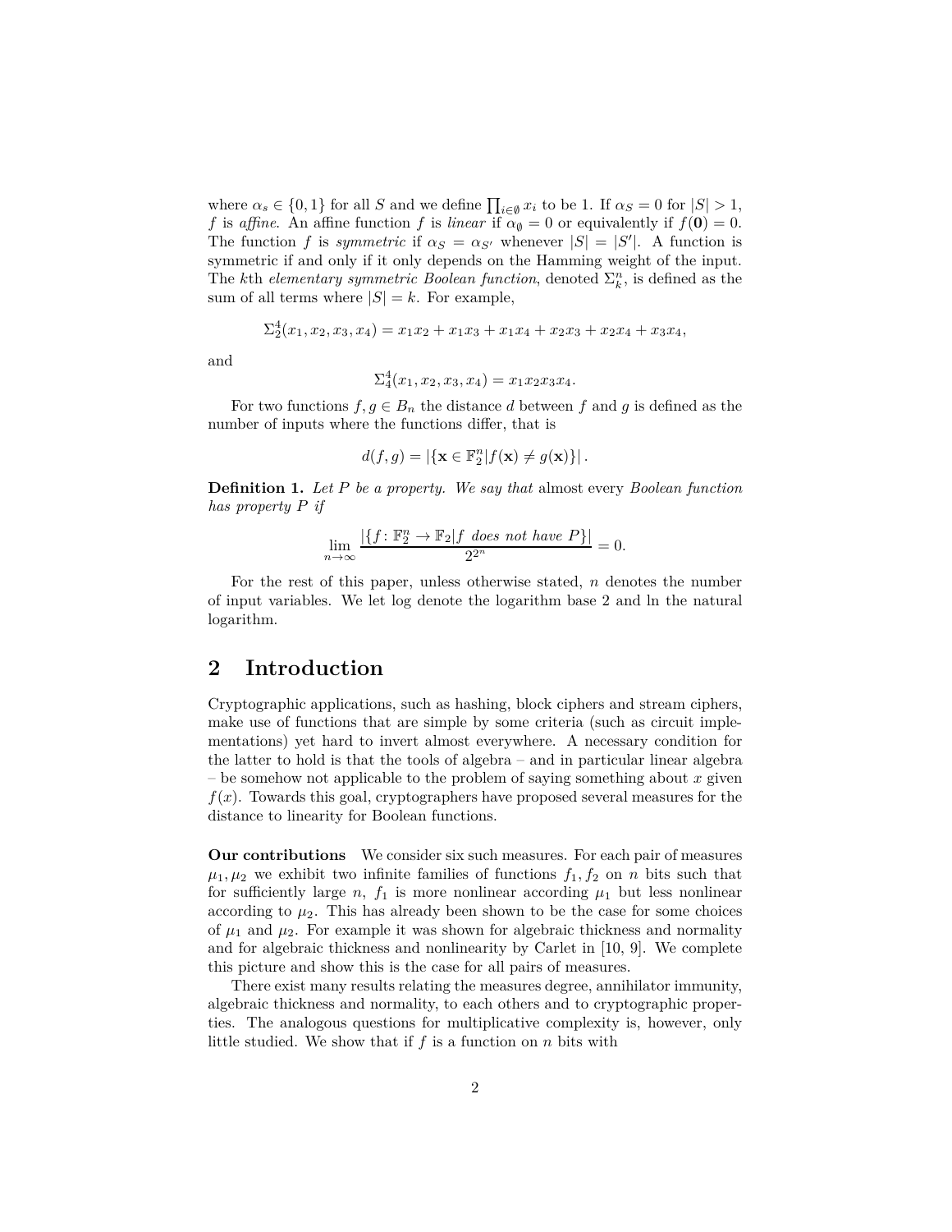where $\alpha_s \in \{0,1\}$ for all $S$ and we define $\prod_{i\in\emptyset} x_i$ to be 1. If $\alpha_S = 0$ for $|S| > 1$, $f$ is *affine*. An affine function $f$ is *linear* if $\alpha_\emptyset = 0$ or equivalently if $f(\mathbf{0}) = 0$. The function $f$ is *symmetric* if $\alpha_S = \alpha_{S'}$ whenever $|S| = |S'|$. A function is symmetric if and only if it only depends on the Hamming weight of the input. The $k$th *elementary symmetric Boolean function*, denoted $\Sigma_k^n$, is defined as the sum of all terms where $|S| = k$. For example,

$$\Sigma_2^4(x_1, x_2, x_3, x_4) = x_1x_2 + x_1x_3 + x_1x_4 + x_2x_3 + x_2x_4 + x_3x_4,$$

and

$$\Sigma_4^4(x_1, x_2, x_3, x_4) = x_1x_2x_3x_4.$$

For two functions $f, g \in B_n$ the distance $d$ between $f$ and $g$ is defined as the number of inputs where the functions differ, that is

$$d(f, g) = |\{\mathbf{x} \in \mathbb{F}_2^n | f(\mathbf{x}) \neq g(\mathbf{x})\}|.$$

**Definition 1.** *Let $P$ be a property. We say that* almost every *Boolean function has property $P$ if*

$$\lim_{n\to\infty} \frac{|\{f\colon \mathbb{F}_2^n \to \mathbb{F}_2 | f \text{ does not have } P\}|}{2^{2^n}} = 0.$$

For the rest of this paper, unless otherwise stated, $n$ denotes the number of input variables. We let log denote the logarithm base 2 and ln the natural logarithm.

## 2 Introduction

Cryptographic applications, such as hashing, block ciphers and stream ciphers, make use of functions that are simple by some criteria (such as circuit implementations) yet hard to invert almost everywhere. A necessary condition for the latter to hold is that the tools of algebra – and in particular linear algebra – be somehow not applicable to the problem of saying something about $x$ given $f(x)$. Towards this goal, cryptographers have proposed several measures for the distance to linearity for Boolean functions.

**Our contributions** We consider six such measures. For each pair of measures $\mu_1, \mu_2$ we exhibit two infinite families of functions $f_1, f_2$ on $n$ bits such that for sufficiently large $n$, $f_1$ is more nonlinear according $\mu_1$ but less nonlinear according to $\mu_2$. This has already been shown to be the case for some choices of $\mu_1$ and $\mu_2$. For example it was shown for algebraic thickness and normality and for algebraic thickness and nonlinearity by Carlet in [10, 9]. We complete this picture and show this is the case for all pairs of measures.

There exist many results relating the measures degree, annihilator immunity, algebraic thickness and normality, to each others and to cryptographic properties. The analogous questions for multiplicative complexity is, however, only little studied. We show that if $f$ is a function on $n$ bits with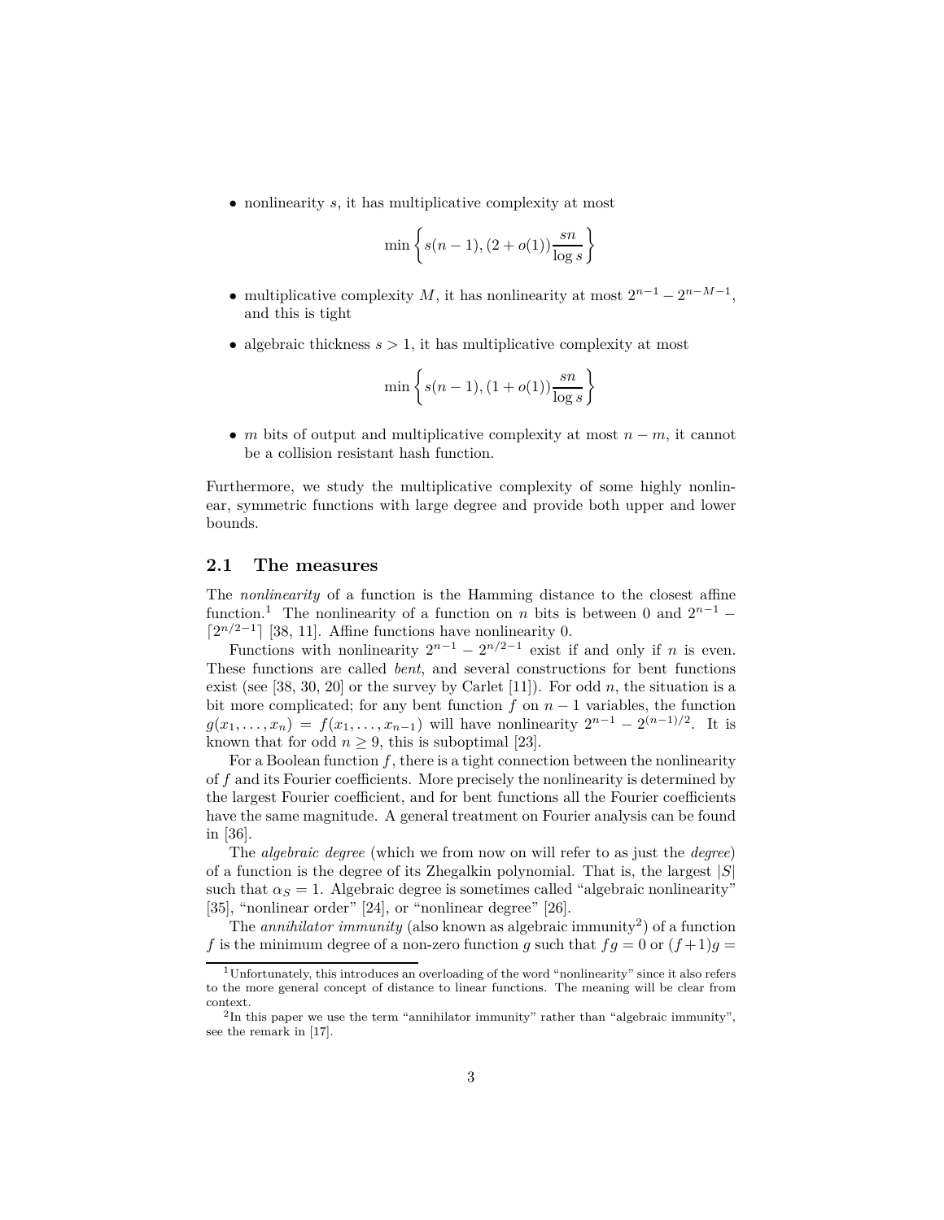- nonlinearity $s$, it has multiplicative complexity at most

$$\min\left\{s(n-1), (2+o(1))\frac{sn}{\log s}\right\}$$

- multiplicative complexity $M$, it has nonlinearity at most $2^{n-1} - 2^{n-M-1}$, and this is tight

- algebraic thickness $s > 1$, it has multiplicative complexity at most

$$\min\left\{s(n-1), (1+o(1))\frac{sn}{\log s}\right\}$$

- $m$ bits of output and multiplicative complexity at most $n - m$, it cannot be a collision resistant hash function.

Furthermore, we study the multiplicative complexity of some highly nonlinear, symmetric functions with large degree and provide both upper and lower bounds.

## 2.1 The measures

The *nonlinearity* of a function is the Hamming distance to the closest affine function.[1] The nonlinearity of a function on $n$ bits is between 0 and $2^{n-1} - \lceil 2^{n/2-1} \rceil$ [38, 11]. Affine functions have nonlinearity 0.

Functions with nonlinearity $2^{n-1} - 2^{n/2-1}$ exist if and only if $n$ is even. These functions are called *bent*, and several constructions for bent functions exist (see [38, 30, 20] or the survey by Carlet [11]). For odd $n$, the situation is a bit more complicated; for any bent function $f$ on $n-1$ variables, the function $g(x_1, \ldots, x_n) = f(x_1, \ldots, x_{n-1})$ will have nonlinearity $2^{n-1} - 2^{(n-1)/2}$. It is known that for odd $n \geq 9$, this is suboptimal [23].

For a Boolean function $f$, there is a tight connection between the nonlinearity of $f$ and its Fourier coefficients. More precisely the nonlinearity is determined by the largest Fourier coefficient, and for bent functions all the Fourier coefficients have the same magnitude. A general treatment on Fourier analysis can be found in [36].

The *algebraic degree* (which we from now on will refer to as just the *degree*) of a function is the degree of its Zhegalkin polynomial. That is, the largest $|S|$ such that $\alpha_S = 1$. Algebraic degree is sometimes called "algebraic nonlinearity" [35], "nonlinear order" [24], or "nonlinear degree" [26].

The *annihilator immunity* (also known as algebraic immunity[2]) of a function $f$ is the minimum degree of a non-zero function $g$ such that $fg = 0$ or $(f+1)g =$

[1] Unfortunately, this introduces an overloading of the word "nonlinearity" since it also refers to the more general concept of distance to linear functions. The meaning will be clear from context.

[2] In this paper we use the term "annihilator immunity" rather than "algebraic immunity", see the remark in [17].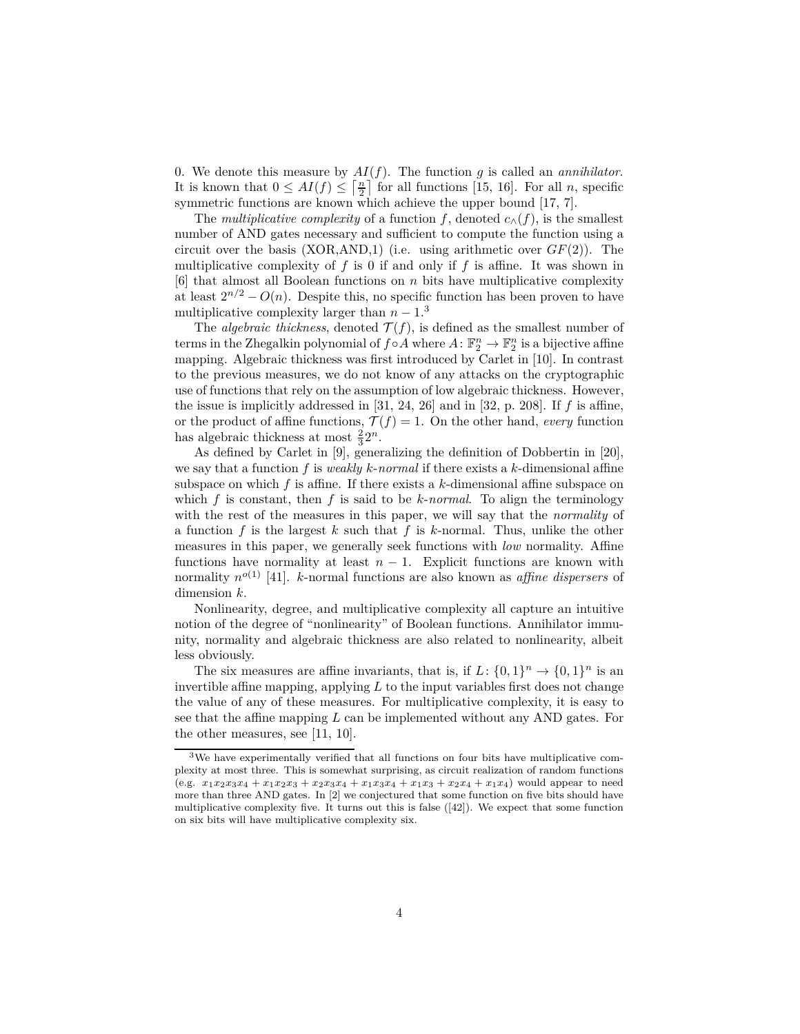0. We denote this measure by $AI(f)$. The function $g$ is called an *annihilator*. It is known that $0 \leq AI(f) \leq \lceil \frac{n}{2} \rceil$ for all functions [15, 16]. For all $n$, specific symmetric functions are known which achieve the upper bound [17, 7].

The *multiplicative complexity* of a function $f$, denoted $c_\wedge(f)$, is the smallest number of AND gates necessary and sufficient to compute the function using a circuit over the basis (XOR,AND,1) (i.e. using arithmetic over $GF(2)$). The multiplicative complexity of $f$ is 0 if and only if $f$ is affine. It was shown in [6] that almost all Boolean functions on $n$ bits have multiplicative complexity at least $2^{n/2} - O(n)$. Despite this, no specific function has been proven to have multiplicative complexity larger than $n-1$.[3]

The *algebraic thickness*, denoted $\mathcal{T}(f)$, is defined as the smallest number of terms in the Zhegalkin polynomial of $f \circ A$ where $A\colon \mathbb{F}_2^n \to \mathbb{F}_2^n$ is a bijective affine mapping. Algebraic thickness was first introduced by Carlet in [10]. In contrast to the previous measures, we do not know of any attacks on the cryptographic use of functions that rely on the assumption of low algebraic thickness. However, the issue is implicitly addressed in [31, 24, 26] and in [32, p. 208]. If $f$ is affine, or the product of affine functions, $\mathcal{T}(f) = 1$. On the other hand, *every* function has algebraic thickness at most $\frac{2}{3}2^n$.

As defined by Carlet in [9], generalizing the definition of Dobbertin in [20], we say that a function $f$ is *weakly $k$-normal* if there exists a $k$-dimensional affine subspace on which $f$ is affine. If there exists a $k$-dimensional affine subspace on which $f$ is constant, then $f$ is said to be *$k$-normal*. To align the terminology with the rest of the measures in this paper, we will say that the *normality* of a function $f$ is the largest $k$ such that $f$ is $k$-normal. Thus, unlike the other measures in this paper, we generally seek functions with *low* normality. Affine functions have normality at least $n-1$. Explicit functions are known with normality $n^{o(1)}$ [41]. $k$-normal functions are also known as *affine dispersers* of dimension $k$.

Nonlinearity, degree, and multiplicative complexity all capture an intuitive notion of the degree of "nonlinearity" of Boolean functions. Annihilator immunity, normality and algebraic thickness are also related to nonlinearity, albeit less obviously.

The six measures are affine invariants, that is, if $L\colon \{0,1\}^n \to \{0,1\}^n$ is an invertible affine mapping, applying $L$ to the input variables first does not change the value of any of these measures. For multiplicative complexity, it is easy to see that the affine mapping $L$ can be implemented without any AND gates. For the other measures, see [11, 10].

---

[3] We have experimentally verified that all functions on four bits have multiplicative complexity at most three. This is somewhat surprising, as circuit realization of random functions (e.g. $x_1x_2x_3x_4 + x_1x_2x_3 + x_2x_3x_4 + x_1x_3x_4 + x_1x_3 + x_2x_4 + x_1x_4$) would appear to need more than three AND gates. In [2] we conjectured that some function on five bits should have multiplicative complexity five. It turns out this is false ([42]). We expect that some function on six bits will have multiplicative complexity six.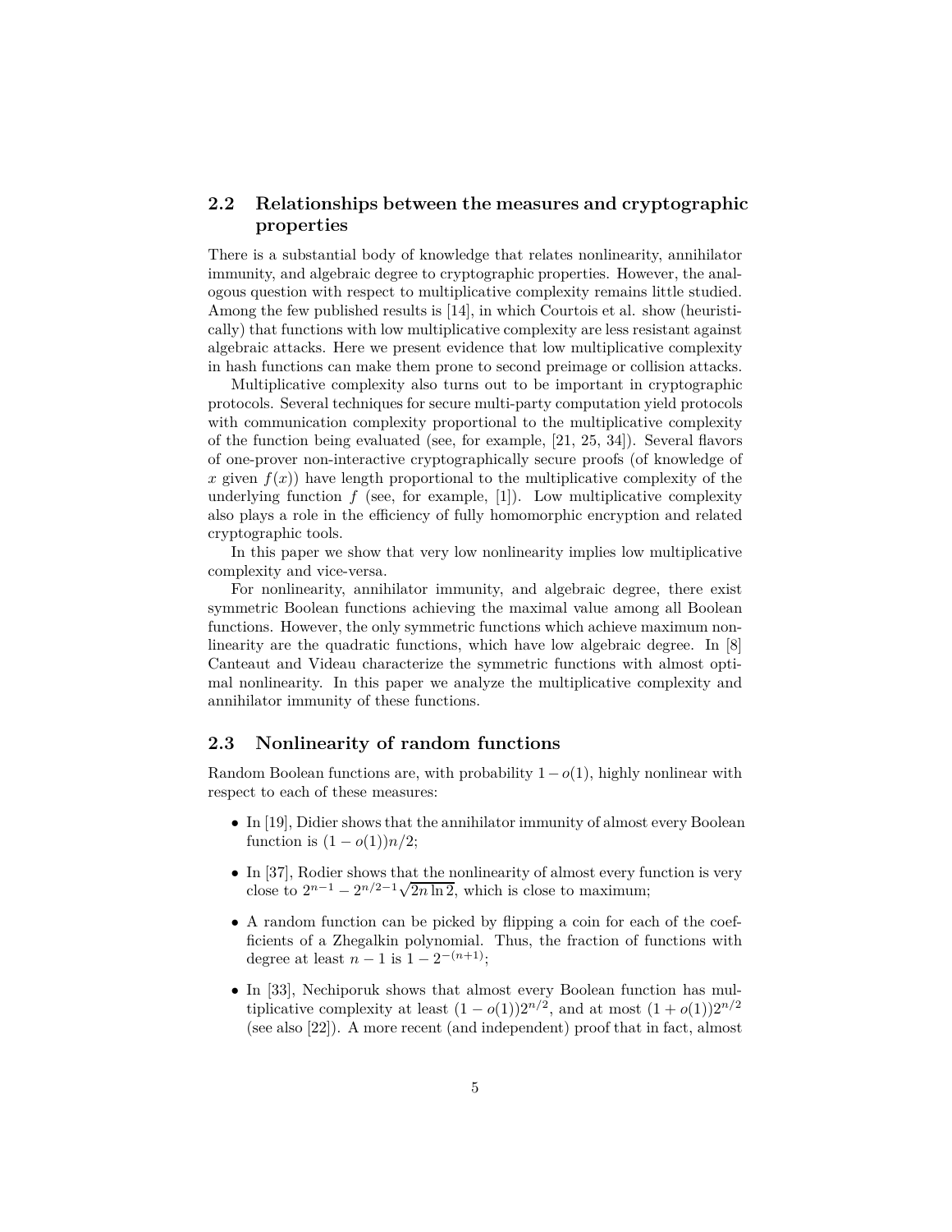## 2.2 Relationships between the measures and cryptographic properties

There is a substantial body of knowledge that relates nonlinearity, annihilator immunity, and algebraic degree to cryptographic properties. However, the analogous question with respect to multiplicative complexity remains little studied. Among the few published results is [14], in which Courtois et al. show (heuristically) that functions with low multiplicative complexity are less resistant against algebraic attacks. Here we present evidence that low multiplicative complexity in hash functions can make them prone to second preimage or collision attacks.

Multiplicative complexity also turns out to be important in cryptographic protocols. Several techniques for secure multi-party computation yield protocols with communication complexity proportional to the multiplicative complexity of the function being evaluated (see, for example, [21, 25, 34]). Several flavors of one-prover non-interactive cryptographically secure proofs (of knowledge of $x$ given $f(x)$) have length proportional to the multiplicative complexity of the underlying function $f$ (see, for example, [1]). Low multiplicative complexity also plays a role in the efficiency of fully homomorphic encryption and related cryptographic tools.

In this paper we show that very low nonlinearity implies low multiplicative complexity and vice-versa.

For nonlinearity, annihilator immunity, and algebraic degree, there exist symmetric Boolean functions achieving the maximal value among all Boolean functions. However, the only symmetric functions which achieve maximum nonlinearity are the quadratic functions, which have low algebraic degree. In [8] Canteaut and Videau characterize the symmetric functions with almost optimal nonlinearity. In this paper we analyze the multiplicative complexity and annihilator immunity of these functions.

## 2.3 Nonlinearity of random functions

Random Boolean functions are, with probability $1 - o(1)$, highly nonlinear with respect to each of these measures:

- In [19], Didier shows that the annihilator immunity of almost every Boolean function is $(1 - o(1))n/2$;
- In [37], Rodier shows that the nonlinearity of almost every function is very close to $2^{n-1} - 2^{n/2-1}\sqrt{2n \ln 2}$, which is close to maximum;
- A random function can be picked by flipping a coin for each of the coefficients of a Zhegalkin polynomial. Thus, the fraction of functions with degree at least $n-1$ is $1 - 2^{-(n+1)}$;
- In [33], Nechiporuk shows that almost every Boolean function has multiplicative complexity at least $(1 - o(1))2^{n/2}$, and at most $(1 + o(1))2^{n/2}$ (see also [22]). A more recent (and independent) proof that in fact, almost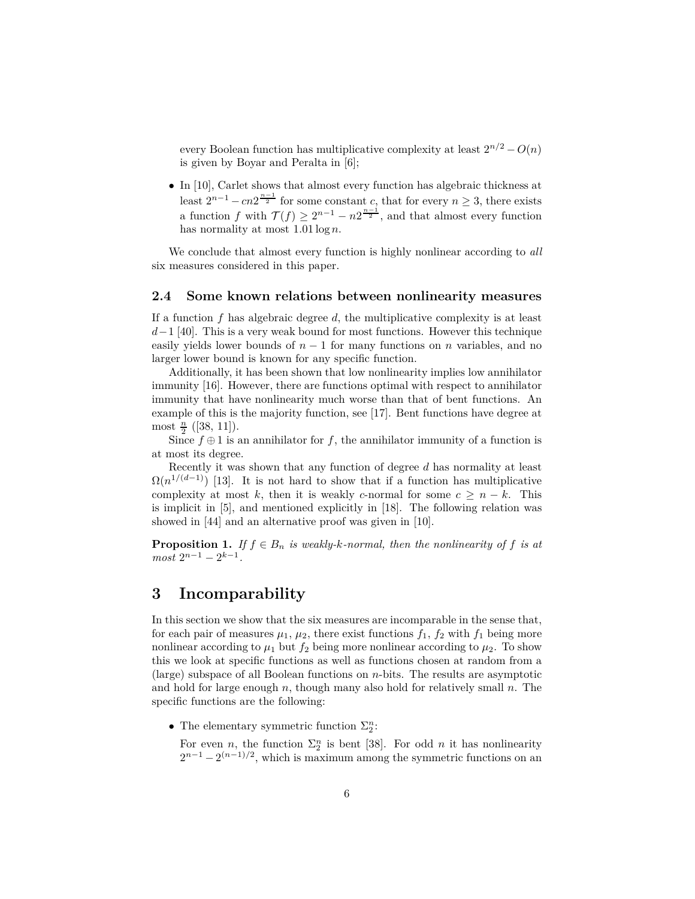every Boolean function has multiplicative complexity at least $2^{n/2} - O(n)$ is given by Boyar and Peralta in [6];

- In [10], Carlet shows that almost every function has algebraic thickness at least $2^{n-1} - cn2^{\frac{n-1}{2}}$ for some constant $c$, that for every $n \geq 3$, there exists a function $f$ with $\mathcal{T}(f) \geq 2^{n-1} - n2^{\frac{n-1}{2}}$, and that almost every function has normality at most $1.01 \log n$.

We conclude that almost every function is highly nonlinear according to *all* six measures considered in this paper.

### 2.4 Some known relations between nonlinearity measures

If a function $f$ has algebraic degree $d$, the multiplicative complexity is at least $d-1$ [40]. This is a very weak bound for most functions. However this technique easily yields lower bounds of $n-1$ for many functions on $n$ variables, and no larger lower bound is known for any specific function.

Additionally, it has been shown that low nonlinearity implies low annihilator immunity [16]. However, there are functions optimal with respect to annihilator immunity that have nonlinearity much worse than that of bent functions. An example of this is the majority function, see [17]. Bent functions have degree at most $\frac{n}{2}$ ([38, 11]).

Since $f \oplus 1$ is an annihilator for $f$, the annihilator immunity of a function is at most its degree.

Recently it was shown that any function of degree $d$ has normality at least $\Omega(n^{1/(d-1)})$ [13]. It is not hard to show that if a function has multiplicative complexity at most $k$, then it is weakly $c$-normal for some $c \geq n-k$. This is implicit in [5], and mentioned explicitly in [18]. The following relation was showed in [44] and an alternative proof was given in [10].

**Proposition 1.** *If $f \in B_n$ is weakly-$k$-normal, then the nonlinearity of $f$ is at most $2^{n-1} - 2^{k-1}$.*

## 3 Incomparability

In this section we show that the six measures are incomparable in the sense that, for each pair of measures $\mu_1$, $\mu_2$, there exist functions $f_1$, $f_2$ with $f_1$ being more nonlinear according to $\mu_1$ but $f_2$ being more nonlinear according to $\mu_2$. To show this we look at specific functions as well as functions chosen at random from a (large) subspace of all Boolean functions on $n$-bits. The results are asymptotic and hold for large enough $n$, though many also hold for relatively small $n$. The specific functions are the following:

- The elementary symmetric function $\Sigma_2^n$:

  For even $n$, the function $\Sigma_2^n$ is bent [38]. For odd $n$ it has nonlinearity $2^{n-1} - 2^{(n-1)/2}$, which is maximum among the symmetric functions on an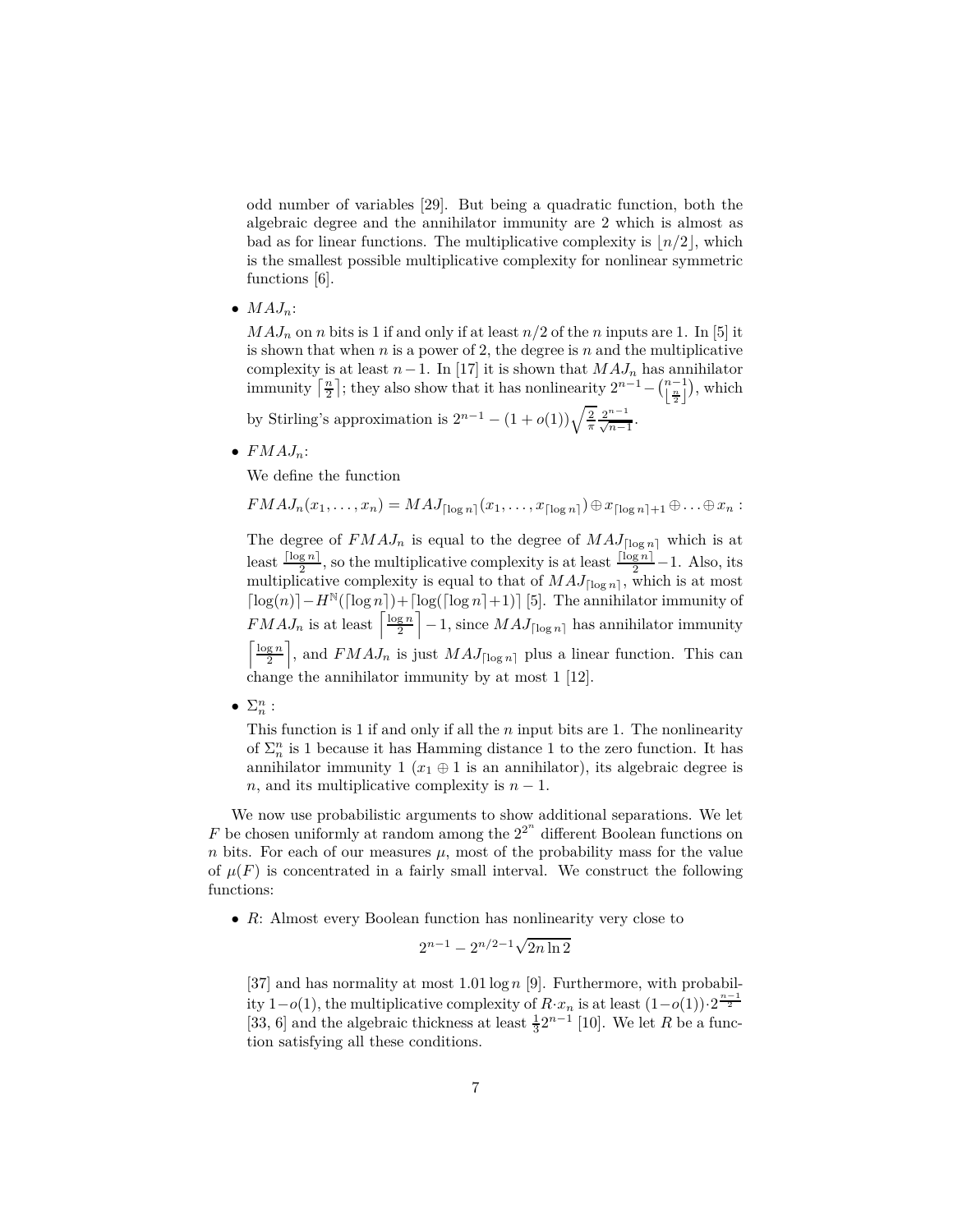odd number of variables [29]. But being a quadratic function, both the algebraic degree and the annihilator immunity are 2 which is almost as bad as for linear functions. The multiplicative complexity is $\lfloor n/2 \rfloor$, which is the smallest possible multiplicative complexity for nonlinear symmetric functions [6].

- $MAJ_n$:

  $MAJ_n$ on $n$ bits is 1 if and only if at least $n/2$ of the $n$ inputs are 1. In [5] it is shown that when $n$ is a power of 2, the degree is $n$ and the multiplicative complexity is at least $n-1$. In [17] it is shown that $MAJ_n$ has annihilator immunity $\lceil \frac{n}{2} \rceil$; they also show that it has nonlinearity $2^{n-1} - \binom{n-1}{\lfloor \frac{n}{2} \rfloor}$, which by Stirling's approximation is $2^{n-1} - (1+o(1))\sqrt{\frac{2}{\pi}}\frac{2^{n-1}}{\sqrt{n-1}}$.

- $FMAJ_n$:

  We define the function

  $FMAJ_n(x_1, \ldots, x_n) = MAJ_{\lceil \log n \rceil}(x_1, \ldots, x_{\lceil \log n \rceil}) \oplus x_{\lceil \log n \rceil + 1} \oplus \ldots \oplus x_n :$

  The degree of $FMAJ_n$ is equal to the degree of $MAJ_{\lceil \log n \rceil}$ which is at least $\frac{\lceil \log n \rceil}{2}$, so the multiplicative complexity is at least $\frac{\lceil \log n \rceil}{2} - 1$. Also, its multiplicative complexity is equal to that of $MAJ_{\lceil \log n \rceil}$, which is at most $\lceil \log(n) \rceil - H^{\mathbb{N}}(\lceil \log n \rceil) + \lceil \log(\lceil \log n \rceil + 1) \rceil$ [5]. The annihilator immunity of $FMAJ_n$ is at least $\left\lceil \frac{\log n}{2} \right\rceil - 1$, since $MAJ_{\lceil \log n \rceil}$ has annihilator immunity $\left\lceil \frac{\log n}{2} \right\rceil$, and $FMAJ_n$ is just $MAJ_{\lceil \log n \rceil}$ plus a linear function. This can change the annihilator immunity by at most 1 [12].

- $\Sigma_n^n$ :

  This function is 1 if and only if all the $n$ input bits are 1. The nonlinearity of $\Sigma_n^n$ is 1 because it has Hamming distance 1 to the zero function. It has annihilator immunity 1 ($x_1 \oplus 1$ is an annihilator), its algebraic degree is $n$, and its multiplicative complexity is $n-1$.

We now use probabilistic arguments to show additional separations. We let $F$ be chosen uniformly at random among the $2^{2^n}$ different Boolean functions on $n$ bits. For each of our measures $\mu$, most of the probability mass for the value of $\mu(F)$ is concentrated in a fairly small interval. We construct the following functions:

- $R$: Almost every Boolean function has nonlinearity very close to

  $$2^{n-1} - 2^{n/2-1}\sqrt{2n \ln 2}$$

  [37] and has normality at most $1.01 \log n$ [9]. Furthermore, with probability $1-o(1)$, the multiplicative complexity of $R \cdot x_n$ is at least $(1-o(1)) \cdot 2^{\frac{n-1}{2}}$ [33, 6] and the algebraic thickness at least $\frac{1}{3}2^{n-1}$ [10]. We let $R$ be a function satisfying all these conditions.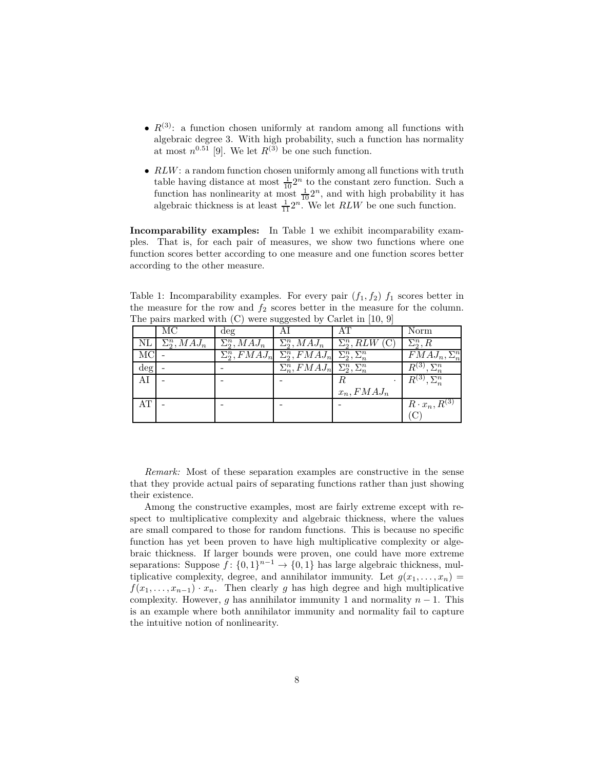- $R^{(3)}$: a function chosen uniformly at random among all functions with algebraic degree 3. With high probability, such a function has normality at most $n^{0.51}$ [9]. We let $R^{(3)}$ be one such function.
- $RLW$: a random function chosen uniformly among all functions with truth table having distance at most $\frac{1}{10}2^n$ to the constant zero function. Such a function has nonlinearity at most $\frac{1}{10}2^n$, and with high probability it has algebraic thickness is at least $\frac{1}{11}2^n$. We let $RLW$ be one such function.

**Incomparability examples:** In Table 1 we exhibit incomparability examples. That is, for each pair of measures, we show two functions where one function scores better according to one measure and one function scores better according to the other measure.

Table 1: Incomparability examples. For every pair $(f_1, f_2)$ $f_1$ scores better in the measure for the row and $f_2$ scores better in the measure for the column. The pairs marked with (C) were suggested by Carlet in [10, 9]

| | MC | deg | AI | AT | Norm |
|---|---|---|---|---|---|
| NL | $\Sigma_2^n, MAJ_n$ | $\Sigma_2^n, MAJ_n$ | $\Sigma_2^n, MAJ_n$ | $\Sigma_2^n, RLW$ (C) | $\Sigma_2^n, R$ |
| MC | - | $\Sigma_2^n, FMAJ_n$ | $\Sigma_2^n, FMAJ_n$ | $\Sigma_2^n, \Sigma_n^n$ | $FMAJ_n, \Sigma_n^n$ |
| deg | - | - | $\Sigma_n^n, FMAJ_n$ | $\Sigma_2^n, \Sigma_n^n$ | $R^{(3)}, \Sigma_n^n$ |
| AI | - | - | - | $R \cdot x_n, FMAJ_n$ | $R^{(3)}, \Sigma_n^n$ |
| AT | - | - | - | - | $R \cdot x_n, R^{(3)}$ (C) |

*Remark:* Most of these separation examples are constructive in the sense that they provide actual pairs of separating functions rather than just showing their existence.

Among the constructive examples, most are fairly extreme except with respect to multiplicative complexity and algebraic thickness, where the values are small compared to those for random functions. This is because no specific function has yet been proven to have high multiplicative complexity or algebraic thickness. If larger bounds were proven, one could have more extreme separations: Suppose $f\colon \{0,1\}^{n-1} \to \{0,1\}$ has large algebraic thickness, multiplicative complexity, degree, and annihilator immunity. Let $g(x_1, \ldots, x_n) = f(x_1, \ldots, x_{n-1}) \cdot x_n$. Then clearly $g$ has high degree and high multiplicative complexity. However, $g$ has annihilator immunity 1 and normality $n-1$. This is an example where both annihilator immunity and normality fail to capture the intuitive notion of nonlinearity.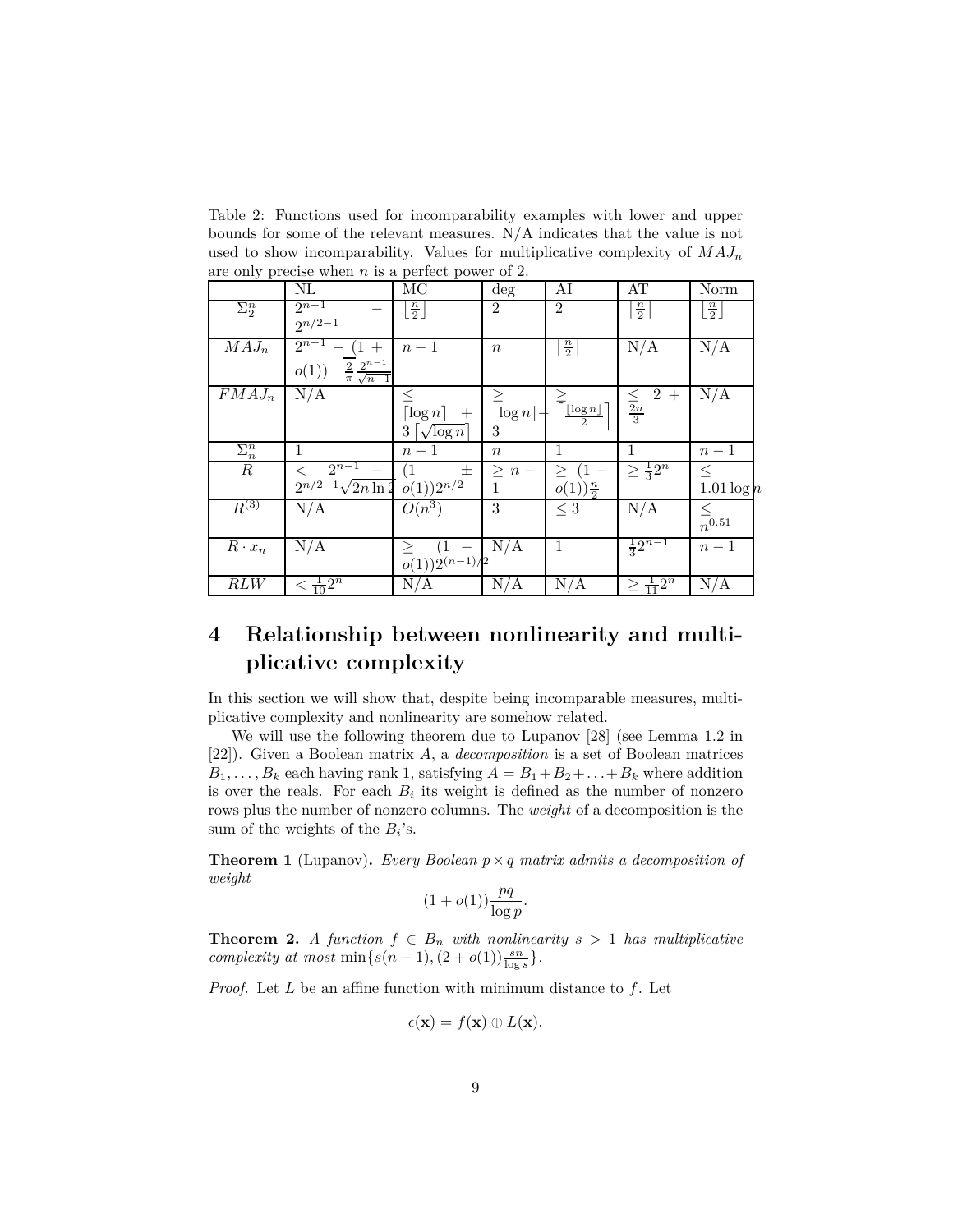Table 2: Functions used for incomparability examples with lower and upper bounds for some of the relevant measures. N/A indicates that the value is not used to show incomparability. Values for multiplicative complexity of $MAJ_n$ are only precise when $n$ is a perfect power of 2.

| | NL | MC | deg | AI | AT | Norm |
|---|---|---|---|---|---|---|
| $\Sigma_2^n$ | $2^{n-1} - 2^{n/2-1}$ | $\lfloor \frac{n}{2} \rfloor$ | 2 | 2 | $\lfloor \frac{n}{2} \rfloor$ | $\lfloor \frac{n}{2} \rfloor$ |
| $MAJ_n$ | $2^{n-1} - (1 + o(1)) \sqrt{\frac{2}{\pi}} \frac{2^{n-1}}{\sqrt{n-1}}$ | $n-1$ | $n$ | $\lceil \frac{n}{2} \rceil$ | N/A | N/A |
| $FMAJ_n$ | N/A | $\leq \lceil \log n \rceil + 3 \lceil \sqrt{\log n} \rceil$ | $\geq \lfloor \log n \rfloor + 3$ | $\geq \left\lceil \frac{\lfloor \log n \rfloor}{2} \right\rceil$ | $\leq 2 + \frac{2n}{3}$ | N/A |
| $\Sigma_n^n$ | 1 | $n-1$ | $n$ | 1 | 1 | $n-1$ |
| $R$ | $< 2^{n-1} - 2^{n/2-1}\sqrt{2n \ln 2}$ | $(1 \pm o(1))2^{n/2}$ | $\geq n-1$ | $\geq (1 - o(1))\frac{n}{2}$ | $\geq \frac{1}{3}2^n$ | $\leq 1.01 \log n$ |
| $R^{(3)}$ | N/A | $O(n^3)$ | 3 | $\leq 3$ | N/A | $\leq n^{0.51}$ |
| $R \cdot x_n$ | N/A | $\geq (1 - o(1))2^{(n-1)/2}$ | N/A | 1 | $\frac{1}{3}2^{n-1}$ | $n-1$ |
| $RLW$ | $< \frac{1}{10}2^n$ | N/A | N/A | N/A | $\geq \frac{1}{11}2^n$ | N/A |

# 4 Relationship between nonlinearity and multiplicative complexity

In this section we will show that, despite being incomparable measures, multiplicative complexity and nonlinearity are somehow related.

We will use the following theorem due to Lupanov [28] (see Lemma 1.2 in [22]). Given a Boolean matrix $A$, a *decomposition* is a set of Boolean matrices $B_1, \ldots, B_k$ each having rank 1, satisfying $A = B_1 + B_2 + \ldots + B_k$ where addition is over the reals. For each $B_i$ its weight is defined as the number of nonzero rows plus the number of nonzero columns. The *weight* of a decomposition is the sum of the weights of the $B_i$'s.

**Theorem 1** (Lupanov)**.** *Every Boolean $p \times q$ matrix admits a decomposition of weight*

$$(1 + o(1))\frac{pq}{\log p}.$$

**Theorem 2.** *A function $f \in B_n$ with nonlinearity $s > 1$ has multiplicative complexity at most $\min\{s(n-1), (2 + o(1))\frac{sn}{\log s}\}$.*

*Proof.* Let $L$ be an affine function with minimum distance to $f$. Let

$$\epsilon(\mathbf{x}) = f(\mathbf{x}) \oplus L(\mathbf{x}).$$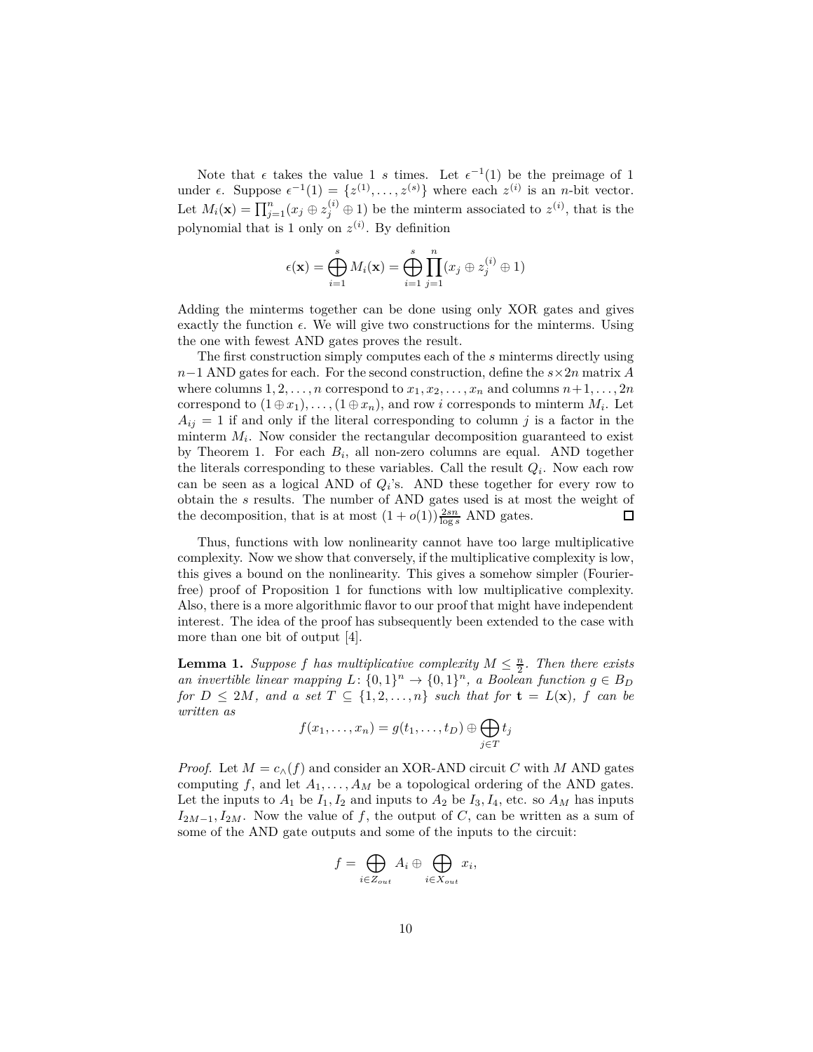Note that $\epsilon$ takes the value 1 $s$ times. Let $\epsilon^{-1}(1)$ be the preimage of 1 under $\epsilon$. Suppose $\epsilon^{-1}(1) = \{z^{(1)}, \ldots, z^{(s)}\}$ where each $z^{(i)}$ is an $n$-bit vector. Let $M_i(\mathbf{x}) = \prod_{j=1}^{n}(x_j \oplus z_j^{(i)} \oplus 1)$ be the minterm associated to $z^{(i)}$, that is the polynomial that is 1 only on $z^{(i)}$. By definition

$$\epsilon(\mathbf{x}) = \bigoplus_{i=1}^{s} M_i(\mathbf{x}) = \bigoplus_{i=1}^{s} \prod_{j=1}^{n} (x_j \oplus z_j^{(i)} \oplus 1)$$

Adding the minterms together can be done using only XOR gates and gives exactly the function $\epsilon$. We will give two constructions for the minterms. Using the one with fewest AND gates proves the result.

The first construction simply computes each of the $s$ minterms directly using $n-1$ AND gates for each. For the second construction, define the $s \times 2n$ matrix $A$ where columns $1, 2, \ldots, n$ correspond to $x_1, x_2, \ldots, x_n$ and columns $n+1, \ldots, 2n$ correspond to $(1 \oplus x_1), \ldots, (1 \oplus x_n)$, and row $i$ corresponds to minterm $M_i$. Let $A_{ij} = 1$ if and only if the literal corresponding to column $j$ is a factor in the minterm $M_i$. Now consider the rectangular decomposition guaranteed to exist by Theorem 1. For each $B_i$, all non-zero columns are equal. AND together the literals corresponding to these variables. Call the result $Q_i$. Now each row can be seen as a logical AND of $Q_i$'s. AND these together for every row to obtain the $s$ results. The number of AND gates used is at most the weight of the decomposition, that is at most $(1 + o(1))\frac{2sn}{\log s}$ AND gates. ◻

Thus, functions with low nonlinearity cannot have too large multiplicative complexity. Now we show that conversely, if the multiplicative complexity is low, this gives a bound on the nonlinearity. This gives a somehow simpler (Fourier-free) proof of Proposition 1 for functions with low multiplicative complexity. Also, there is a more algorithmic flavor to our proof that might have independent interest. The idea of the proof has subsequently been extended to the case with more than one bit of output [4].

**Lemma 1.** *Suppose $f$ has multiplicative complexity $M \leq \frac{n}{2}$. Then there exists an invertible linear mapping $L\colon \{0,1\}^n \to \{0,1\}^n$, a Boolean function $g \in B_D$ for $D \leq 2M$, and a set $T \subseteq \{1, 2, \ldots, n\}$ such that for $\mathbf{t} = L(\mathbf{x})$, $f$ can be written as*

$$f(x_1, \ldots, x_n) = g(t_1, \ldots, t_D) \oplus \bigoplus_{j \in T} t_j$$

*Proof.* Let $M = c_\wedge(f)$ and consider an XOR-AND circuit $C$ with $M$ AND gates computing $f$, and let $A_1, \ldots, A_M$ be a topological ordering of the AND gates. Let the inputs to $A_1$ be $I_1, I_2$ and inputs to $A_2$ be $I_3, I_4$, etc. so $A_M$ has inputs $I_{2M-1}, I_{2M}$. Now the value of $f$, the output of $C$, can be written as a sum of some of the AND gate outputs and some of the inputs to the circuit:

$$f = \bigoplus_{i \in Z_{out}} A_i \oplus \bigoplus_{i \in X_{out}} x_i,$$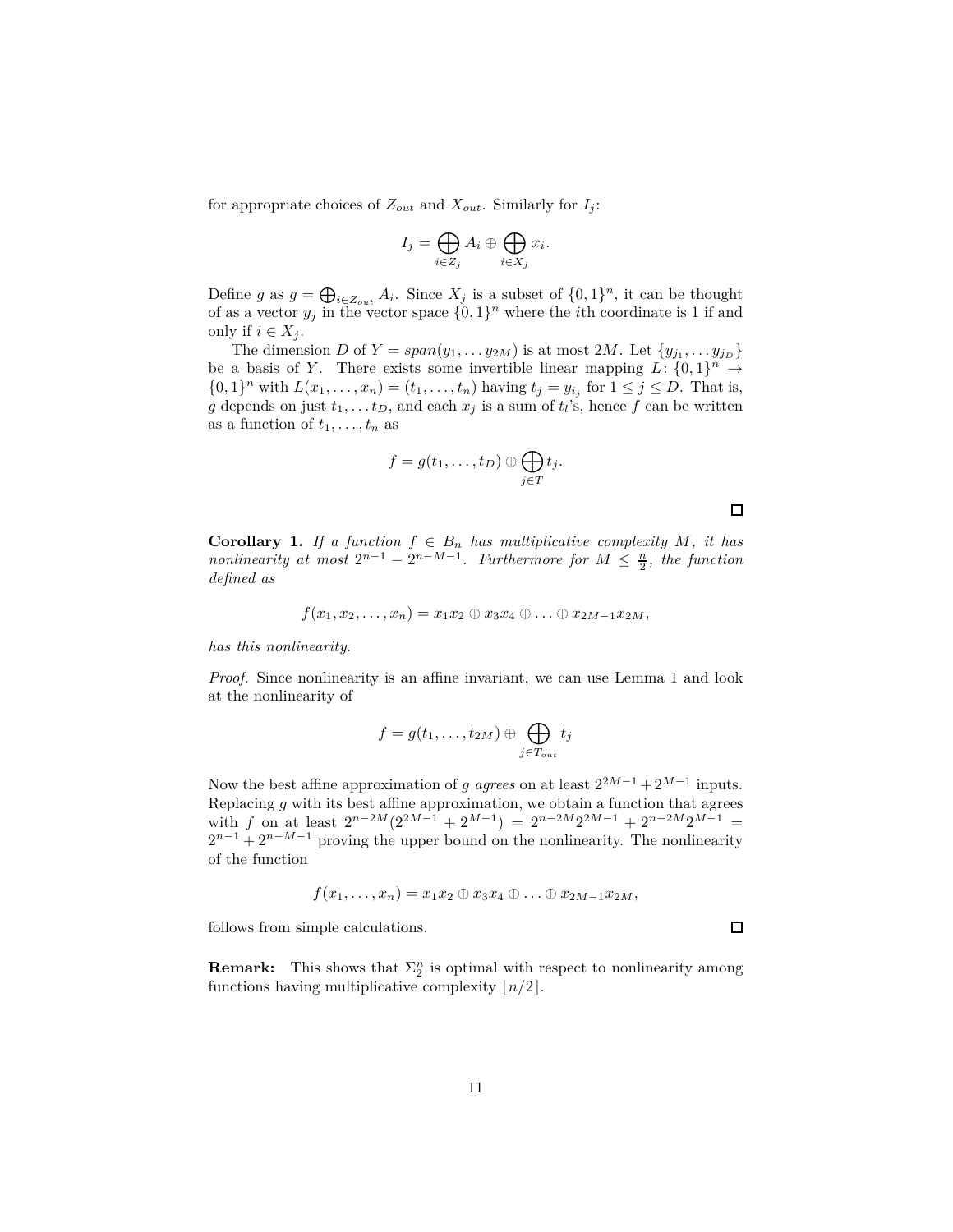for appropriate choices of $Z_{out}$ and $X_{out}$. Similarly for $I_j$:

$$I_j = \bigoplus_{i \in Z_j} A_i \oplus \bigoplus_{i \in X_j} x_i.$$

Define $g$ as $g = \bigoplus_{i \in Z_{out}} A_i$. Since $X_j$ is a subset of $\{0,1\}^n$, it can be thought of as a vector $y_j$ in the vector space $\{0,1\}^n$ where the $i$th coordinate is 1 if and only if $i \in X_j$.

The dimension $D$ of $Y = span(y_1, \dots y_{2M})$ is at most $2M$. Let $\{y_{j_1}, \dots y_{j_D}\}$ be a basis of $Y$. There exists some invertible linear mapping $L \colon \{0,1\}^n \to \{0,1\}^n$ with $L(x_1, \dots, x_n) = (t_1, \dots, t_n)$ having $t_j = y_{i_j}$ for $1 \leq j \leq D$. That is, $g$ depends on just $t_1, \dots t_D$, and each $x_j$ is a sum of $t_l$'s, hence $f$ can be written as a function of $t_1, \dots, t_n$ as

$$f = g(t_1, \dots, t_D) \oplus \bigoplus_{j \in T} t_j.$$

□

**Corollary 1.** *If a function $f \in B_n$ has multiplicative complexity $M$, it has nonlinearity at most $2^{n-1} - 2^{n-M-1}$. Furthermore for $M \leq \frac{n}{2}$, the function defined as*

$$f(x_1, x_2, \dots, x_n) = x_1x_2 \oplus x_3x_4 \oplus \dots \oplus x_{2M-1}x_{2M},$$

*has this nonlinearity.*

*Proof.* Since nonlinearity is an affine invariant, we can use Lemma 1 and look at the nonlinearity of

$$f = g(t_1, \dots, t_{2M}) \oplus \bigoplus_{j \in T_{out}} t_j$$

Now the best affine approximation of $g$ *agrees* on at least $2^{2M-1} + 2^{M-1}$ inputs. Replacing $g$ with its best affine approximation, we obtain a function that agrees with $f$ on at least $2^{n-2M}(2^{2M-1} + 2^{M-1}) = 2^{n-2M}2^{2M-1} + 2^{n-2M}2^{M-1} = 2^{n-1} + 2^{n-M-1}$ proving the upper bound on the nonlinearity. The nonlinearity of the function

$$f(x_1, \dots, x_n) = x_1x_2 \oplus x_3x_4 \oplus \dots \oplus x_{2M-1}x_{2M},$$

follows from simple calculations. □

**Remark:** This shows that $\Sigma_2^n$ is optimal with respect to nonlinearity among functions having multiplicative complexity $\lfloor n/2 \rfloor$.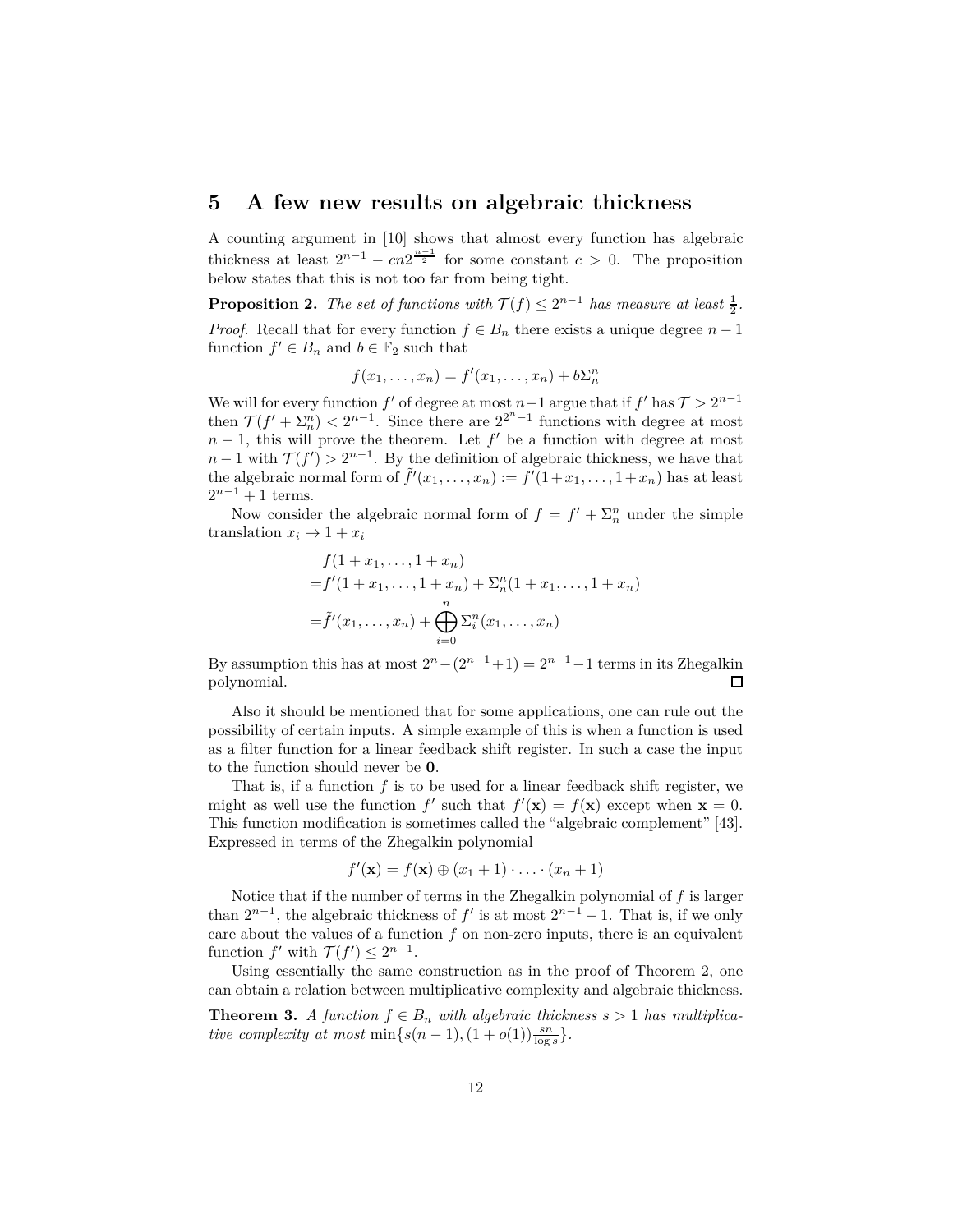## 5 A few new results on algebraic thickness

A counting argument in [10] shows that almost every function has algebraic thickness at least $2^{n-1} - cn2^{\frac{n-1}{2}}$ for some constant $c > 0$. The proposition below states that this is not too far from being tight.

**Proposition 2.** *The set of functions with $\mathcal{T}(f) \leq 2^{n-1}$ has measure at least $\frac{1}{2}$.*

*Proof.* Recall that for every function $f \in B_n$ there exists a unique degree $n-1$ function $f' \in B_n$ and $b \in \mathbb{F}_2$ such that

$$f(x_1, \ldots, x_n) = f'(x_1, \ldots, x_n) + b\Sigma_n^n$$

We will for every function $f'$ of degree at most $n-1$ argue that if $f'$ has $\mathcal{T} > 2^{n-1}$ then $\mathcal{T}(f' + \Sigma_n^n) < 2^{n-1}$. Since there are $2^{2^n-1}$ functions with degree at most $n-1$, this will prove the theorem. Let $f'$ be a function with degree at most $n-1$ with $\mathcal{T}(f') > 2^{n-1}$. By the definition of algebraic thickness, we have that the algebraic normal form of $\tilde{f}'(x_1, \ldots, x_n) := f'(1+x_1, \ldots, 1+x_n)$ has at least $2^{n-1}+1$ terms.

Now consider the algebraic normal form of $f = f' + \Sigma_n^n$ under the simple translation $x_i \to 1 + x_i$

$$\begin{aligned}
&f(1 + x_1, \ldots, 1 + x_n) \\
=&f'(1 + x_1, \ldots, 1 + x_n) + \Sigma_n^n(1 + x_1, \ldots, 1 + x_n) \\
=&\tilde{f}'(x_1, \ldots, x_n) + \bigoplus_{i=0}^{n} \Sigma_i^n(x_1, \ldots, x_n)
\end{aligned}$$

By assumption this has at most $2^n - (2^{n-1}+1) = 2^{n-1}-1$ terms in its Zhegalkin polynomial. $\square$

Also it should be mentioned that for some applications, one can rule out the possibility of certain inputs. A simple example of this is when a function is used as a filter function for a linear feedback shift register. In such a case the input to the function should never be $\mathbf{0}$.

That is, if a function $f$ is to be used for a linear feedback shift register, we might as well use the function $f'$ such that $f'(\mathbf{x}) = f(\mathbf{x})$ except when $\mathbf{x} = 0$. This function modification is sometimes called the "algebraic complement" [43]. Expressed in terms of the Zhegalkin polynomial

$$f'(\mathbf{x}) = f(\mathbf{x}) \oplus (x_1 + 1) \cdot \ldots \cdot (x_n + 1)$$

Notice that if the number of terms in the Zhegalkin polynomial of $f$ is larger than $2^{n-1}$, the algebraic thickness of $f'$ is at most $2^{n-1} - 1$. That is, if we only care about the values of a function $f$ on non-zero inputs, there is an equivalent function $f'$ with $\mathcal{T}(f') \leq 2^{n-1}$.

Using essentially the same construction as in the proof of Theorem 2, one can obtain a relation between multiplicative complexity and algebraic thickness.

**Theorem 3.** *A function $f \in B_n$ with algebraic thickness $s > 1$ has multiplicative complexity at most $\min\{s(n-1), (1 + o(1))\frac{sn}{\log s}\}$.*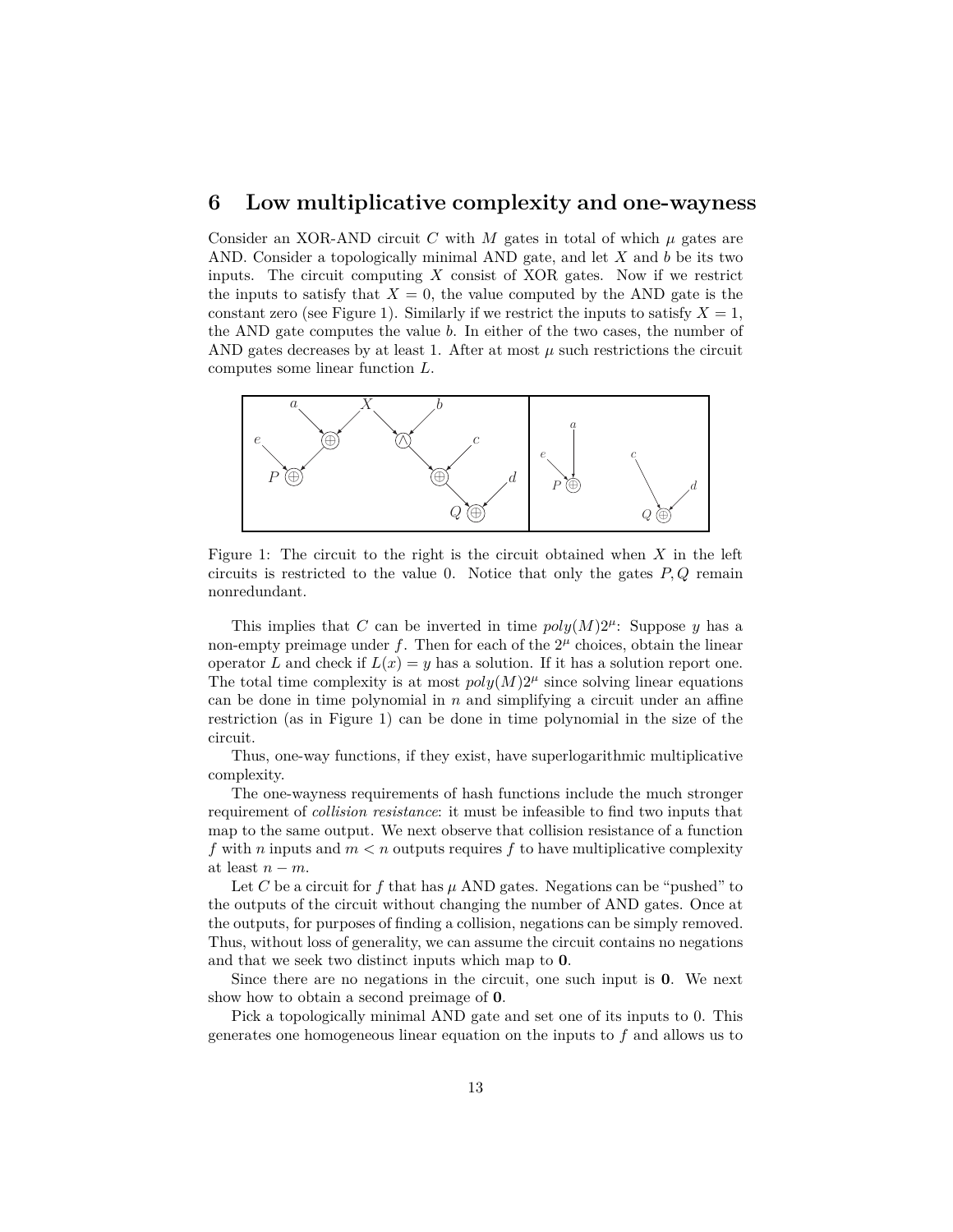## 6 Low multiplicative complexity and one-wayness

Consider an XOR-AND circuit $C$ with $M$ gates in total of which $\mu$ gates are AND. Consider a topologically minimal AND gate, and let $X$ and $b$ be its two inputs. The circuit computing $X$ consist of XOR gates. Now if we restrict the inputs to satisfy that $X = 0$, the value computed by the AND gate is the constant zero (see Figure 1). Similarly if we restrict the inputs to satisfy $X = 1$, the AND gate computes the value $b$. In either of the two cases, the number of AND gates decreases by at least 1. After at most $\mu$ such restrictions the circuit computes some linear function $L$.

a
X
b
e
c
P
d
Q

a
e
c
P
d
Q

Figure 1: The circuit to the right is the circuit obtained when $X$ in the left circuits is restricted to the value 0. Notice that only the gates $P, Q$ remain nonredundant.

This implies that $C$ can be inverted in time $poly(M)2^{\mu}$: Suppose $y$ has a non-empty preimage under $f$. Then for each of the $2^{\mu}$ choices, obtain the linear operator $L$ and check if $L(x) = y$ has a solution. If it has a solution report one. The total time complexity is at most $poly(M)2^{\mu}$ since solving linear equations can be done in time polynomial in $n$ and simplifying a circuit under an affine restriction (as in Figure 1) can be done in time polynomial in the size of the circuit.

Thus, one-way functions, if they exist, have superlogarithmic multiplicative complexity.

The one-wayness requirements of hash functions include the much stronger requirement of *collision resistance*: it must be infeasible to find two inputs that map to the same output. We next observe that collision resistance of a function $f$ with $n$ inputs and $m < n$ outputs requires $f$ to have multiplicative complexity at least $n - m$.

Let $C$ be a circuit for $f$ that has $\mu$ AND gates. Negations can be "pushed" to the outputs of the circuit without changing the number of AND gates. Once at the outputs, for purposes of finding a collision, negations can be simply removed. Thus, without loss of generality, we can assume the circuit contains no negations and that we seek two distinct inputs which map to $\mathbf{0}$.

Since there are no negations in the circuit, one such input is $\mathbf{0}$. We next show how to obtain a second preimage of $\mathbf{0}$.

Pick a topologically minimal AND gate and set one of its inputs to 0. This generates one homogeneous linear equation on the inputs to $f$ and allows us to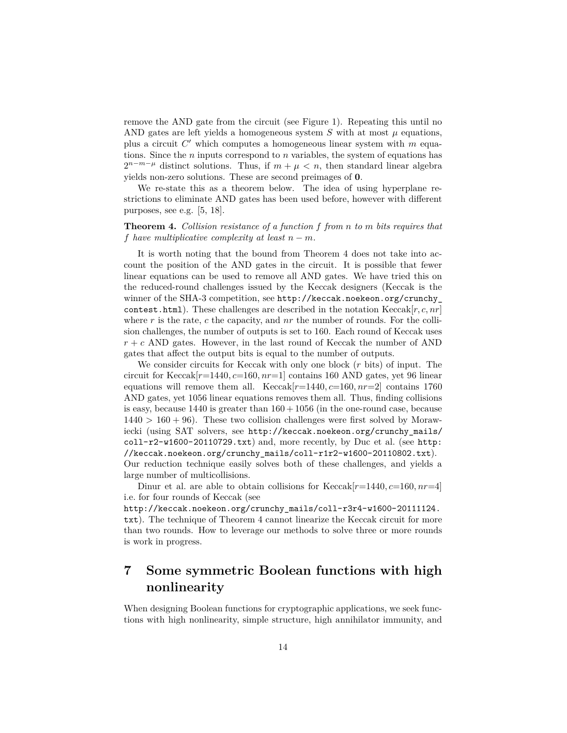remove the AND gate from the circuit (see Figure 1). Repeating this until no AND gates are left yields a homogeneous system $S$ with at most $\mu$ equations, plus a circuit $C'$ which computes a homogeneous linear system with $m$ equations. Since the $n$ inputs correspond to $n$ variables, the system of equations has $2^{n-m-\mu}$ distinct solutions. Thus, if $m + \mu < n$, then standard linear algebra yields non-zero solutions. These are second preimages of $\mathbf{0}$.

We re-state this as a theorem below. The idea of using hyperplane restrictions to eliminate AND gates has been used before, however with different purposes, see e.g. [5, 18].

**Theorem 4.** *Collision resistance of a function $f$ from $n$ to $m$ bits requires that $f$ have multiplicative complexity at least $n - m$.*

It is worth noting that the bound from Theorem 4 does not take into account the position of the AND gates in the circuit. It is possible that fewer linear equations can be used to remove all AND gates. We have tried this on the reduced-round challenges issued by the Keccak designers (Keccak is the winner of the SHA-3 competition, see `http://keccak.noekeon.org/crunchy_contest.html`). These challenges are described in the notation Keccak$[r, c, nr]$ where $r$ is the rate, $c$ the capacity, and $nr$ the number of rounds. For the collision challenges, the number of outputs is set to 160. Each round of Keccak uses $r + c$ AND gates. However, in the last round of Keccak the number of AND gates that affect the output bits is equal to the number of outputs.

We consider circuits for Keccak with only one block ($r$ bits) of input. The circuit for Keccak$[r{=}1440, c{=}160, nr{=}1]$ contains 160 AND gates, yet 96 linear equations will remove them all. Keccak$[r{=}1440, c{=}160, nr{=}2]$ contains 1760 AND gates, yet 1056 linear equations removes them all. Thus, finding collisions is easy, because 1440 is greater than $160 + 1056$ (in the one-round case, because $1440 > 160 + 96$). These two collision challenges were first solved by Morawiecki (using SAT solvers, see `http://keccak.noekeon.org/crunchy_mails/coll-r2-w1600-20110729.txt`) and, more recently, by Duc et al. (see `http://keccak.noekeon.org/crunchy_mails/coll-r1r2-w1600-20110802.txt`). Our reduction technique easily solves both of these challenges, and yields a large number of multicollisions.

Dinur et al. are able to obtain collisions for Keccak$[r{=}1440, c{=}160, nr{=}4]$ i.e. for four rounds of Keccak (see `http://keccak.noekeon.org/crunchy_mails/coll-r3r4-w1600-20111124.txt`). The technique of Theorem 4 cannot linearize the Keccak circuit for more than two rounds. How to leverage our methods to solve three or more rounds is work in progress.

# 7 Some symmetric Boolean functions with high nonlinearity

When designing Boolean functions for cryptographic applications, we seek functions with high nonlinearity, simple structure, high annihilator immunity, and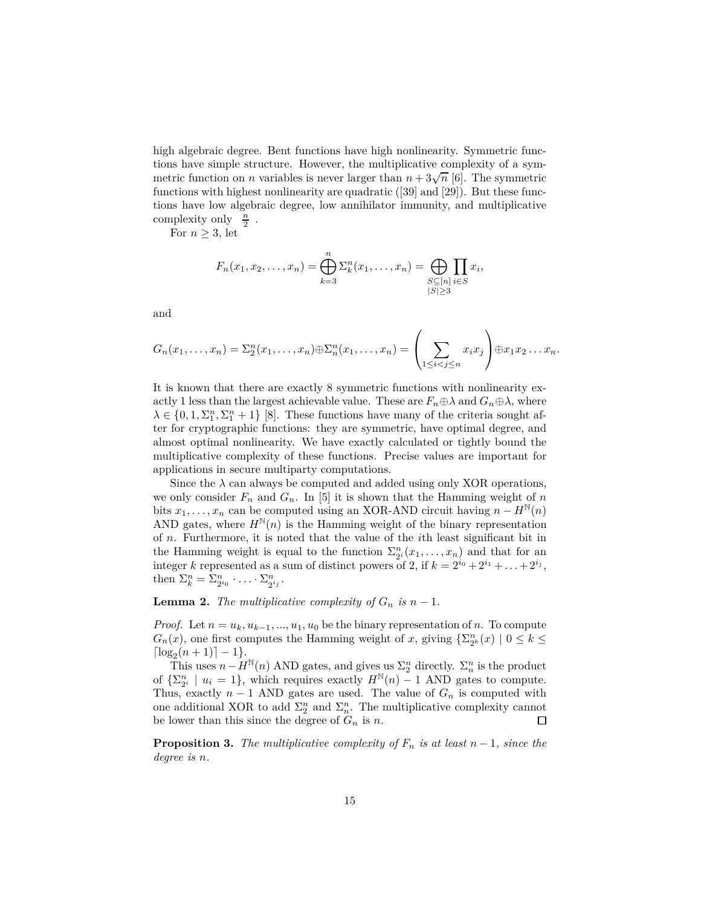high algebraic degree. Bent functions have high nonlinearity. Symmetric functions have simple structure. However, the multiplicative complexity of a symmetric function on $n$ variables is never larger than $n + 3\sqrt{n}$ [6]. The symmetric functions with highest nonlinearity are quadratic ([39] and [29]). But these functions have low algebraic degree, low annihilator immunity, and multiplicative complexity only $\frac{n}{2}$.

For $n \geq 3$, let

$$F_n(x_1, x_2, \ldots, x_n) = \bigoplus_{k=3}^{n} \Sigma_k^n(x_1, \ldots, x_n) = \bigoplus_{\substack{S \subseteq [n] \\ |S| \geq 3}} \prod_{i \in S} x_i,$$

and

$$G_n(x_1, \ldots, x_n) = \Sigma_2^n(x_1, \ldots, x_n) \oplus \Sigma_n^n(x_1, \ldots, x_n) = \left( \sum_{1 \leq i < j \leq n} x_i x_j \right) \oplus x_1 x_2 \ldots x_n.$$

It is known that there are exactly 8 symmetric functions with nonlinearity exactly 1 less than the largest achievable value. These are $F_n \oplus \lambda$ and $G_n \oplus \lambda$, where $\lambda \in \{0, 1, \Sigma_1^n, \Sigma_1^n + 1\}$ [8]. These functions have many of the criteria sought after for cryptographic functions: they are symmetric, have optimal degree, and almost optimal nonlinearity. We have exactly calculated or tightly bound the multiplicative complexity of these functions. Precise values are important for applications in secure multiparty computations.

Since the $\lambda$ can always be computed and added using only XOR operations, we only consider $F_n$ and $G_n$. In [5] it is shown that the Hamming weight of $n$ bits $x_1, \ldots, x_n$ can be computed using an XOR-AND circuit having $n - H^{\mathbb{N}}(n)$ AND gates, where $H^{\mathbb{N}}(n)$ is the Hamming weight of the binary representation of $n$. Furthermore, it is noted that the value of the $i$th least significant bit in the Hamming weight is equal to the function $\Sigma_{2^i}^n(x_1, \ldots, x_n)$ and that for an integer $k$ represented as a sum of distinct powers of 2, if $k = 2^{i_0} + 2^{i_1} + \ldots + 2^{i_j}$, then $\Sigma_k^n = \Sigma_{2^{i_0}}^n \cdot \ldots \cdot \Sigma_{2^{i_j}}^n$.

**Lemma 2.** *The multiplicative complexity of $G_n$ is $n - 1$.*

*Proof.* Let $n = u_k, u_{k-1}, ..., u_1, u_0$ be the binary representation of $n$. To compute $G_n(x)$, one first computes the Hamming weight of $x$, giving $\{\Sigma_{2^k}^n(x) \mid 0 \leq k \leq \lceil \log_2(n+1) \rceil - 1\}$.

This uses $n - H^{\mathbb{N}}(n)$ AND gates, and gives us $\Sigma_2^n$ directly. $\Sigma_n^n$ is the product of $\{\Sigma_{2^i}^n \mid u_i = 1\}$, which requires exactly $H^{\mathbb{N}}(n) - 1$ AND gates to compute. Thus, exactly $n - 1$ AND gates are used. The value of $G_n$ is computed with one additional XOR to add $\Sigma_2^n$ and $\Sigma_n^n$. The multiplicative complexity cannot be lower than this since the degree of $G_n$ is $n$. ∎

**Proposition 3.** *The multiplicative complexity of $F_n$ is at least $n - 1$, since the degree is $n$.*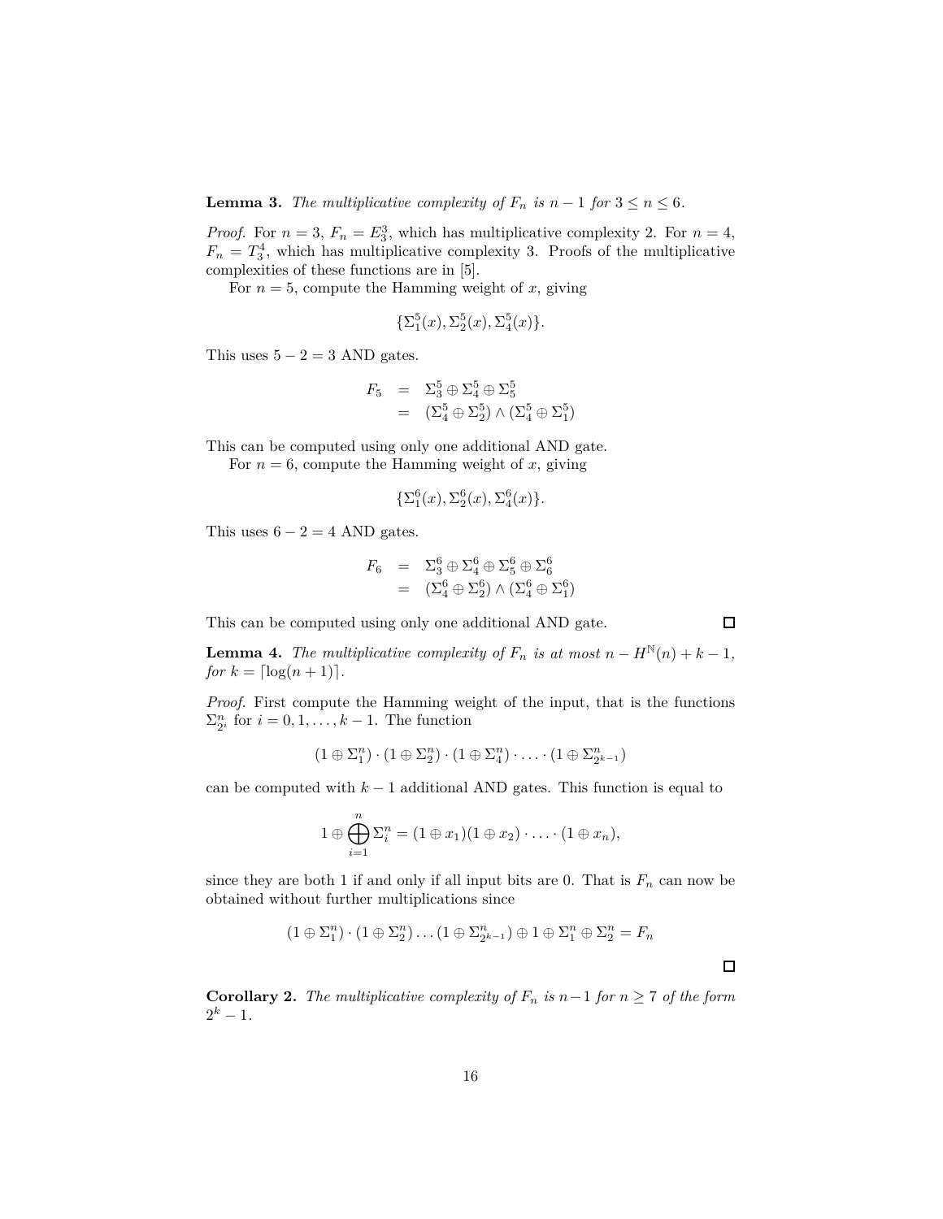**Lemma 3.** *The multiplicative complexity of $F_n$ is $n-1$ for $3 \le n \le 6$.*

*Proof.* For $n=3$, $F_n = E_3^3$, which has multiplicative complexity 2. For $n=4$, $F_n = T_3^4$, which has multiplicative complexity 3. Proofs of the multiplicative complexities of these functions are in [5].

For $n=5$, compute the Hamming weight of $x$, giving

$$\{\Sigma_1^5(x), \Sigma_2^5(x), \Sigma_4^5(x)\}.$$

This uses $5-2=3$ AND gates.

$$\begin{aligned} F_5 &= \Sigma_3^5 \oplus \Sigma_4^5 \oplus \Sigma_5^5 \\ &= (\Sigma_4^5 \oplus \Sigma_2^5) \wedge (\Sigma_4^5 \oplus \Sigma_1^5) \end{aligned}$$

This can be computed using only one additional AND gate.

For $n=6$, compute the Hamming weight of $x$, giving

$$\{\Sigma_1^6(x), \Sigma_2^6(x), \Sigma_4^6(x)\}.$$

This uses $6-2=4$ AND gates.

$$\begin{aligned} F_6 &= \Sigma_3^6 \oplus \Sigma_4^6 \oplus \Sigma_5^6 \oplus \Sigma_6^6 \\ &= (\Sigma_4^6 \oplus \Sigma_2^6) \wedge (\Sigma_4^6 \oplus \Sigma_1^6) \end{aligned}$$

This can be computed using only one additional AND gate. □

**Lemma 4.** *The multiplicative complexity of $F_n$ is at most $n - H^{\mathbb{N}}(n) + k - 1$, for $k = \lceil \log(n+1) \rceil$.*

*Proof.* First compute the Hamming weight of the input, that is the functions $\Sigma_{2^i}^n$ for $i = 0, 1, \ldots, k-1$. The function

$$(1 \oplus \Sigma_1^n) \cdot (1 \oplus \Sigma_2^n) \cdot (1 \oplus \Sigma_4^n) \cdot \ldots \cdot (1 \oplus \Sigma_{2^{k-1}}^n)$$

can be computed with $k-1$ additional AND gates. This function is equal to

$$1 \oplus \bigoplus_{i=1}^{n} \Sigma_i^n = (1 \oplus x_1)(1 \oplus x_2) \cdot \ldots \cdot (1 \oplus x_n),$$

since they are both 1 if and only if all input bits are 0. That is $F_n$ can now be obtained without further multiplications since

$$(1 \oplus \Sigma_1^n) \cdot (1 \oplus \Sigma_2^n) \ldots (1 \oplus \Sigma_{2^{k-1}}^n) \oplus 1 \oplus \Sigma_1^n \oplus \Sigma_2^n = F_n$$

□

**Corollary 2.** *The multiplicative complexity of $F_n$ is $n-1$ for $n \ge 7$ of the form $2^k - 1$.*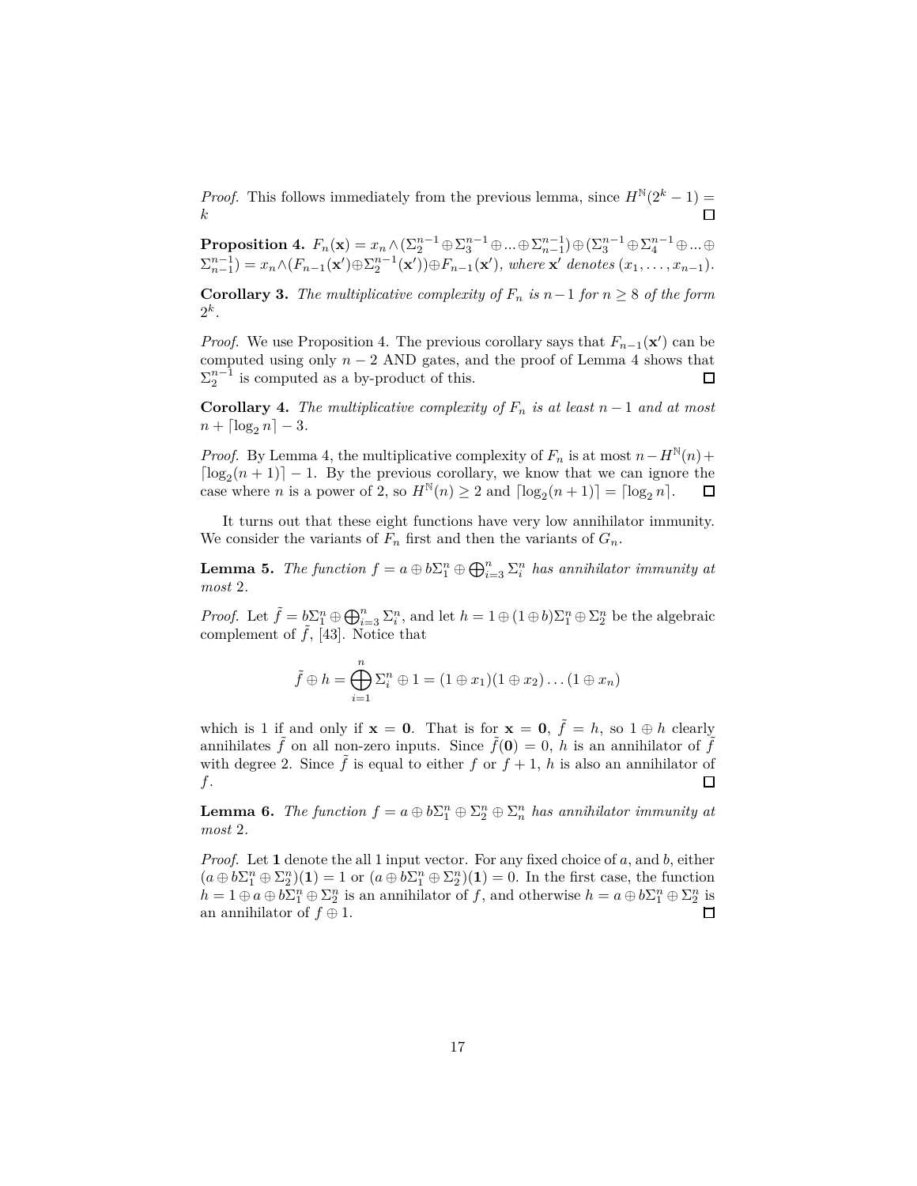*Proof.* This follows immediately from the previous lemma, since $H^{\mathbb{N}}(2^k - 1) = k$ □

**Proposition 4.** *$F_n(\mathbf{x}) = x_n \wedge (\Sigma_2^{n-1} \oplus \Sigma_3^{n-1} \oplus ... \oplus \Sigma_{n-1}^{n-1}) \oplus (\Sigma_3^{n-1} \oplus \Sigma_4^{n-1} \oplus ... \oplus \Sigma_{n-1}^{n-1}) = x_n \wedge (F_{n-1}(\mathbf{x}') \oplus \Sigma_2^{n-1}(\mathbf{x}')) \oplus F_{n-1}(\mathbf{x}')$, where $\mathbf{x}'$ denotes $(x_1, \ldots, x_{n-1})$.*

**Corollary 3.** *The multiplicative complexity of $F_n$ is $n-1$ for $n \geq 8$ of the form $2^k$.*

*Proof.* We use Proposition 4. The previous corollary says that $F_{n-1}(\mathbf{x}')$ can be computed using only $n-2$ AND gates, and the proof of Lemma 4 shows that $\Sigma_2^{n-1}$ is computed as a by-product of this. □

**Corollary 4.** *The multiplicative complexity of $F_n$ is at least $n-1$ and at most $n + \lceil \log_2 n \rceil - 3$.*

*Proof.* By Lemma 4, the multiplicative complexity of $F_n$ is at most $n - H^{\mathbb{N}}(n) + \lceil \log_2(n+1) \rceil - 1$. By the previous corollary, we know that we can ignore the case where $n$ is a power of 2, so $H^{\mathbb{N}}(n) \geq 2$ and $\lceil \log_2(n+1) \rceil = \lceil \log_2 n \rceil$. □

It turns out that these eight functions have very low annihilator immunity. We consider the variants of $F_n$ first and then the variants of $G_n$.

**Lemma 5.** *The function $f = a \oplus b\Sigma_1^n \oplus \bigoplus_{i=3}^{n} \Sigma_i^n$ has annihilator immunity at most 2.*

*Proof.* Let $\tilde{f} = b\Sigma_1^n \oplus \bigoplus_{i=3}^{n} \Sigma_i^n$, and let $h = 1 \oplus (1 \oplus b)\Sigma_1^n \oplus \Sigma_2^n$ be the algebraic complement of $\tilde{f}$, [43]. Notice that

$$\tilde{f} \oplus h = \bigoplus_{i=1}^{n} \Sigma_i^n \oplus 1 = (1 \oplus x_1)(1 \oplus x_2) \ldots (1 \oplus x_n)$$

which is 1 if and only if $\mathbf{x} = \mathbf{0}$. That is for $\mathbf{x} = \mathbf{0}$, $\tilde{f} = h$, so $1 \oplus h$ clearly annihilates $\tilde{f}$ on all non-zero inputs. Since $\tilde{f}(\mathbf{0}) = 0$, $h$ is an annihilator of $\tilde{f}$ with degree 2. Since $\tilde{f}$ is equal to either $f$ or $f+1$, $h$ is also an annihilator of $f$. □

**Lemma 6.** *The function $f = a \oplus b\Sigma_1^n \oplus \Sigma_2^n \oplus \Sigma_n^n$ has annihilator immunity at most 2.*

*Proof.* Let $\mathbf{1}$ denote the all 1 input vector. For any fixed choice of $a$, and $b$, either $(a \oplus b\Sigma_1^n \oplus \Sigma_2^n)(\mathbf{1}) = 1$ or $(a \oplus b\Sigma_1^n \oplus \Sigma_2^n)(\mathbf{1}) = 0$. In the first case, the function $h = 1 \oplus a \oplus b\Sigma_1^n \oplus \Sigma_2^n$ is an annihilator of $f$, and otherwise $h = a \oplus b\Sigma_1^n \oplus \Sigma_2^n$ is an annihilator of $f \oplus 1$. □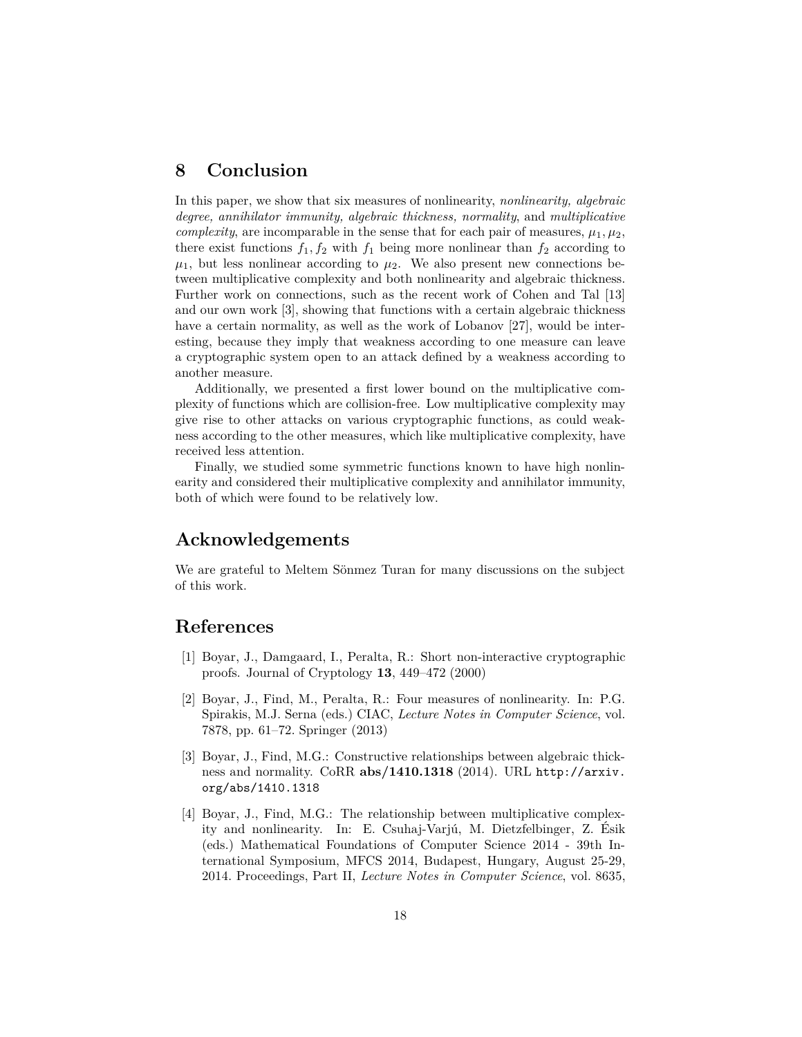## 8 Conclusion

In this paper, we show that six measures of nonlinearity, *nonlinearity, algebraic degree, annihilator immunity, algebraic thickness, normality*, and *multiplicative complexity*, are incomparable in the sense that for each pair of measures, $\mu_1, \mu_2$, there exist functions $f_1, f_2$ with $f_1$ being more nonlinear than $f_2$ according to $\mu_1$, but less nonlinear according to $\mu_2$. We also present new connections between multiplicative complexity and both nonlinearity and algebraic thickness. Further work on connections, such as the recent work of Cohen and Tal [13] and our own work [3], showing that functions with a certain algebraic thickness have a certain normality, as well as the work of Lobanov [27], would be interesting, because they imply that weakness according to one measure can leave a cryptographic system open to an attack defined by a weakness according to another measure.

Additionally, we presented a first lower bound on the multiplicative complexity of functions which are collision-free. Low multiplicative complexity may give rise to other attacks on various cryptographic functions, as could weakness according to the other measures, which like multiplicative complexity, have received less attention.

Finally, we studied some symmetric functions known to have high nonlinearity and considered their multiplicative complexity and annihilator immunity, both of which were found to be relatively low.

## Acknowledgements

We are grateful to Meltem Sönmez Turan for many discussions on the subject of this work.

## References

[1] Boyar, J., Damgaard, I., Peralta, R.: Short non-interactive cryptographic proofs. Journal of Cryptology **13**, 449–472 (2000)

[2] Boyar, J., Find, M., Peralta, R.: Four measures of nonlinearity. In: P.G. Spirakis, M.J. Serna (eds.) CIAC, *Lecture Notes in Computer Science*, vol. 7878, pp. 61–72. Springer (2013)

[3] Boyar, J., Find, M.G.: Constructive relationships between algebraic thickness and normality. CoRR **abs/1410.1318** (2014). URL http://arxiv.org/abs/1410.1318

[4] Boyar, J., Find, M.G.: The relationship between multiplicative complexity and nonlinearity. In: E. Csuhaj-Varjú, M. Dietzfelbinger, Z. Ésik (eds.) Mathematical Foundations of Computer Science 2014 - 39th International Symposium, MFCS 2014, Budapest, Hungary, August 25-29, 2014. Proceedings, Part II, *Lecture Notes in Computer Science*, vol. 8635,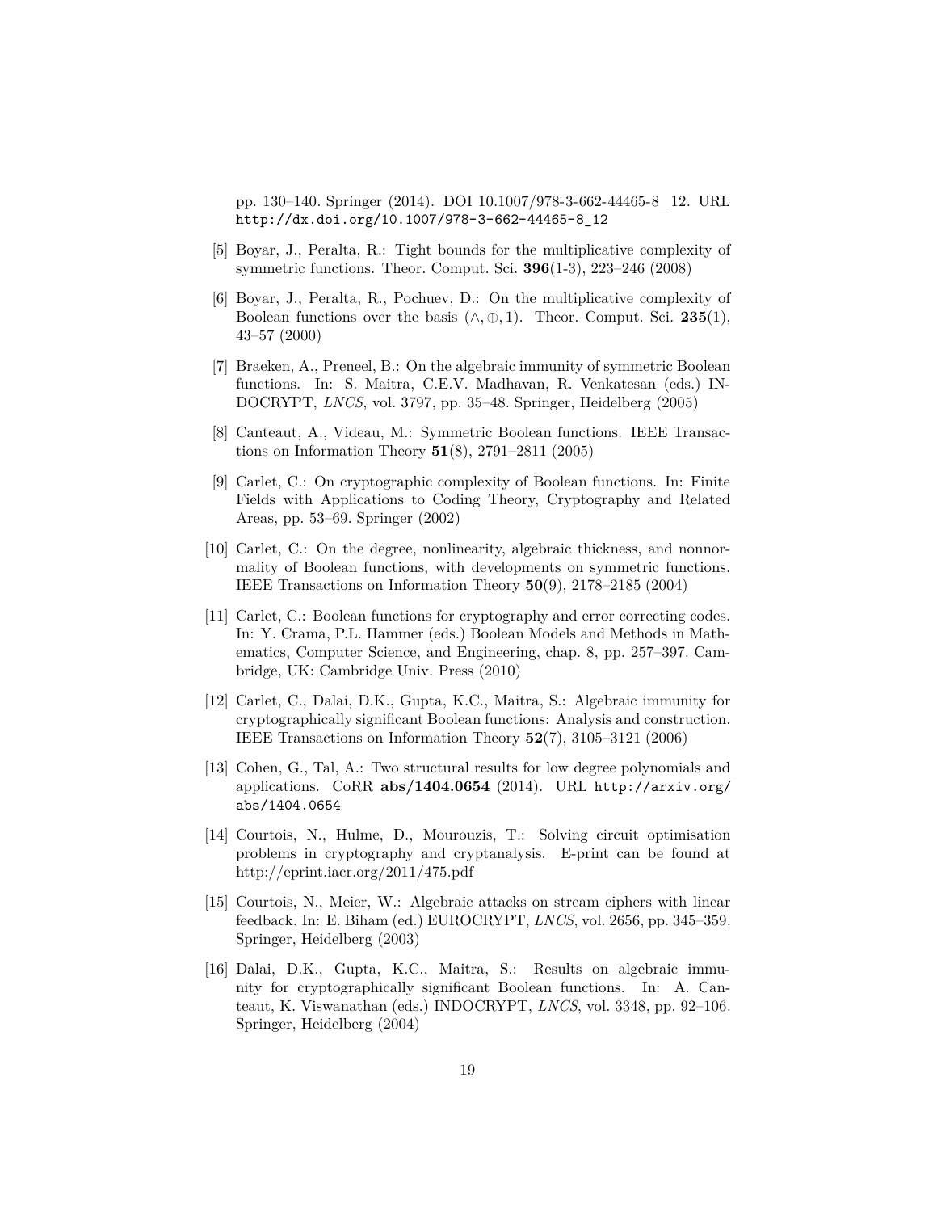pp. 130–140. Springer (2014). DOI 10.1007/978-3-662-44465-8_12. URL http://dx.doi.org/10.1007/978-3-662-44465-8_12

[5] Boyar, J., Peralta, R.: Tight bounds for the multiplicative complexity of symmetric functions. Theor. Comput. Sci. **396**(1-3), 223–246 (2008)

[6] Boyar, J., Peralta, R., Pochuev, D.: On the multiplicative complexity of Boolean functions over the basis $(\wedge, \oplus, 1)$. Theor. Comput. Sci. **235**(1), 43–57 (2000)

[7] Braeken, A., Preneel, B.: On the algebraic immunity of symmetric Boolean functions. In: S. Maitra, C.E.V. Madhavan, R. Venkatesan (eds.) INDOCRYPT, *LNCS*, vol. 3797, pp. 35–48. Springer, Heidelberg (2005)

[8] Canteaut, A., Videau, M.: Symmetric Boolean functions. IEEE Transactions on Information Theory **51**(8), 2791–2811 (2005)

[9] Carlet, C.: On cryptographic complexity of Boolean functions. In: Finite Fields with Applications to Coding Theory, Cryptography and Related Areas, pp. 53–69. Springer (2002)

[10] Carlet, C.: On the degree, nonlinearity, algebraic thickness, and nonnormality of Boolean functions, with developments on symmetric functions. IEEE Transactions on Information Theory **50**(9), 2178–2185 (2004)

[11] Carlet, C.: Boolean functions for cryptography and error correcting codes. In: Y. Crama, P.L. Hammer (eds.) Boolean Models and Methods in Mathematics, Computer Science, and Engineering, chap. 8, pp. 257–397. Cambridge, UK: Cambridge Univ. Press (2010)

[12] Carlet, C., Dalai, D.K., Gupta, K.C., Maitra, S.: Algebraic immunity for cryptographically significant Boolean functions: Analysis and construction. IEEE Transactions on Information Theory **52**(7), 3105–3121 (2006)

[13] Cohen, G., Tal, A.: Two structural results for low degree polynomials and applications. CoRR **abs/1404.0654** (2014). URL http://arxiv.org/abs/1404.0654

[14] Courtois, N., Hulme, D., Mourouzis, T.: Solving circuit optimisation problems in cryptography and cryptanalysis. E-print can be found at http://eprint.iacr.org/2011/475.pdf

[15] Courtois, N., Meier, W.: Algebraic attacks on stream ciphers with linear feedback. In: E. Biham (ed.) EUROCRYPT, *LNCS*, vol. 2656, pp. 345–359. Springer, Heidelberg (2003)

[16] Dalai, D.K., Gupta, K.C., Maitra, S.: Results on algebraic immunity for cryptographically significant Boolean functions. In: A. Canteaut, K. Viswanathan (eds.) INDOCRYPT, *LNCS*, vol. 3348, pp. 92–106. Springer, Heidelberg (2004)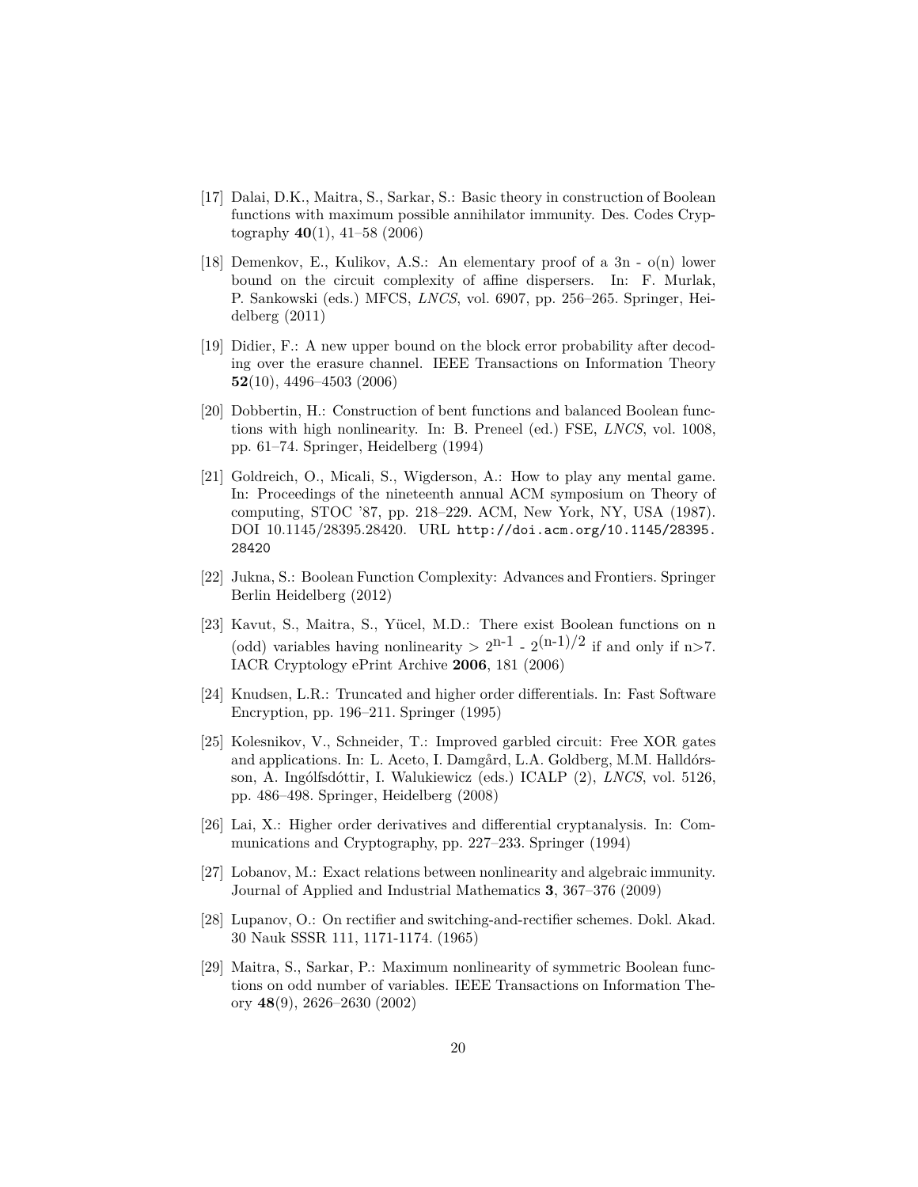[17] Dalai, D.K., Maitra, S., Sarkar, S.: Basic theory in construction of Boolean functions with maximum possible annihilator immunity. Des. Codes Cryptography **40**(1), 41–58 (2006)

[18] Demenkov, E., Kulikov, A.S.: An elementary proof of a 3n - o(n) lower bound on the circuit complexity of affine dispersers. In: F. Murlak, P. Sankowski (eds.) MFCS, *LNCS*, vol. 6907, pp. 256–265. Springer, Heidelberg (2011)

[19] Didier, F.: A new upper bound on the block error probability after decoding over the erasure channel. IEEE Transactions on Information Theory **52**(10), 4496–4503 (2006)

[20] Dobbertin, H.: Construction of bent functions and balanced Boolean functions with high nonlinearity. In: B. Preneel (ed.) FSE, *LNCS*, vol. 1008, pp. 61–74. Springer, Heidelberg (1994)

[21] Goldreich, O., Micali, S., Wigderson, A.: How to play any mental game. In: Proceedings of the nineteenth annual ACM symposium on Theory of computing, STOC '87, pp. 218–229. ACM, New York, NY, USA (1987). DOI 10.1145/28395.28420. URL `http://doi.acm.org/10.1145/28395.28420`

[22] Jukna, S.: Boolean Function Complexity: Advances and Frontiers. Springer Berlin Heidelberg (2012)

[23] Kavut, S., Maitra, S., Yücel, M.D.: There exist Boolean functions on n (odd) variables having nonlinearity > $2^{n-1}$ - $2^{(n-1)/2}$ if and only if n>7. IACR Cryptology ePrint Archive **2006**, 181 (2006)

[24] Knudsen, L.R.: Truncated and higher order differentials. In: Fast Software Encryption, pp. 196–211. Springer (1995)

[25] Kolesnikov, V., Schneider, T.: Improved garbled circuit: Free XOR gates and applications. In: L. Aceto, I. Damgård, L.A. Goldberg, M.M. Halldórsson, A. Ingólfsdóttir, I. Walukiewicz (eds.) ICALP (2), *LNCS*, vol. 5126, pp. 486–498. Springer, Heidelberg (2008)

[26] Lai, X.: Higher order derivatives and differential cryptanalysis. In: Communications and Cryptography, pp. 227–233. Springer (1994)

[27] Lobanov, M.: Exact relations between nonlinearity and algebraic immunity. Journal of Applied and Industrial Mathematics **3**, 367–376 (2009)

[28] Lupanov, O.: On rectifier and switching-and-rectifier schemes. Dokl. Akad. 30 Nauk SSSR 111, 1171-1174. (1965)

[29] Maitra, S., Sarkar, P.: Maximum nonlinearity of symmetric Boolean functions on odd number of variables. IEEE Transactions on Information Theory **48**(9), 2626–2630 (2002)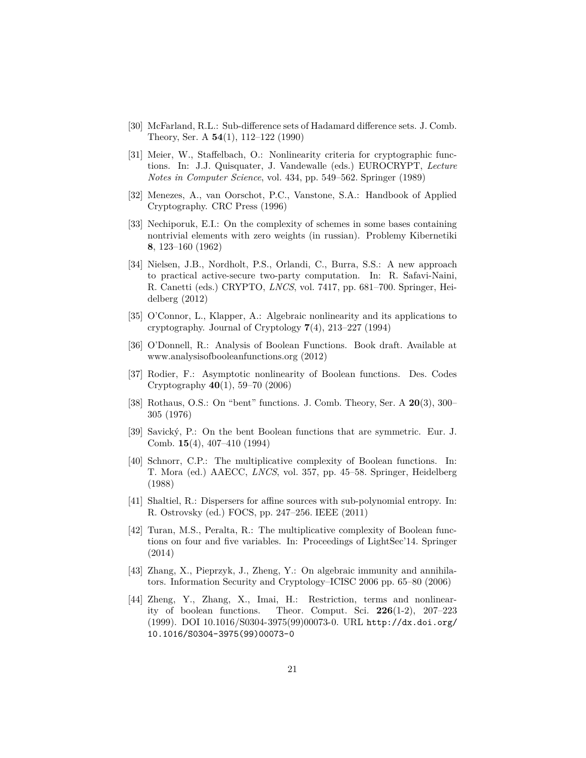[30] McFarland, R.L.: Sub-difference sets of Hadamard difference sets. J. Comb. Theory, Ser. A **54**(1), 112–122 (1990)

[31] Meier, W., Staffelbach, O.: Nonlinearity criteria for cryptographic functions. In: J.J. Quisquater, J. Vandewalle (eds.) EUROCRYPT, *Lecture Notes in Computer Science*, vol. 434, pp. 549–562. Springer (1989)

[32] Menezes, A., van Oorschot, P.C., Vanstone, S.A.: Handbook of Applied Cryptography. CRC Press (1996)

[33] Nechiporuk, E.I.: On the complexity of schemes in some bases containing nontrivial elements with zero weights (in russian). Problemy Kibernetiki **8**, 123–160 (1962)

[34] Nielsen, J.B., Nordholt, P.S., Orlandi, C., Burra, S.S.: A new approach to practical active-secure two-party computation. In: R. Safavi-Naini, R. Canetti (eds.) CRYPTO, *LNCS*, vol. 7417, pp. 681–700. Springer, Heidelberg (2012)

[35] O'Connor, L., Klapper, A.: Algebraic nonlinearity and its applications to cryptography. Journal of Cryptology **7**(4), 213–227 (1994)

[36] O'Donnell, R.: Analysis of Boolean Functions. Book draft. Available at www.analysisofbooleanfunctions.org (2012)

[37] Rodier, F.: Asymptotic nonlinearity of Boolean functions. Des. Codes Cryptography **40**(1), 59–70 (2006)

[38] Rothaus, O.S.: On "bent" functions. J. Comb. Theory, Ser. A **20**(3), 300–305 (1976)

[39] Savický, P.: On the bent Boolean functions that are symmetric. Eur. J. Comb. **15**(4), 407–410 (1994)

[40] Schnorr, C.P.: The multiplicative complexity of Boolean functions. In: T. Mora (ed.) AAECC, *LNCS*, vol. 357, pp. 45–58. Springer, Heidelberg (1988)

[41] Shaltiel, R.: Dispersers for affine sources with sub-polynomial entropy. In: R. Ostrovsky (ed.) FOCS, pp. 247–256. IEEE (2011)

[42] Turan, M.S., Peralta, R.: The multiplicative complexity of Boolean functions on four and five variables. In: Proceedings of LightSec'14. Springer (2014)

[43] Zhang, X., Pieprzyk, J., Zheng, Y.: On algebraic immunity and annihilators. Information Security and Cryptology–ICISC 2006 pp. 65–80 (2006)

[44] Zheng, Y., Zhang, X., Imai, H.: Restriction, terms and nonlinearity of boolean functions. Theor. Comput. Sci. **226**(1-2), 207–223 (1999). DOI 10.1016/S0304-3975(99)00073-0. URL `http://dx.doi.org/10.1016/S0304-3975(99)00073-0`